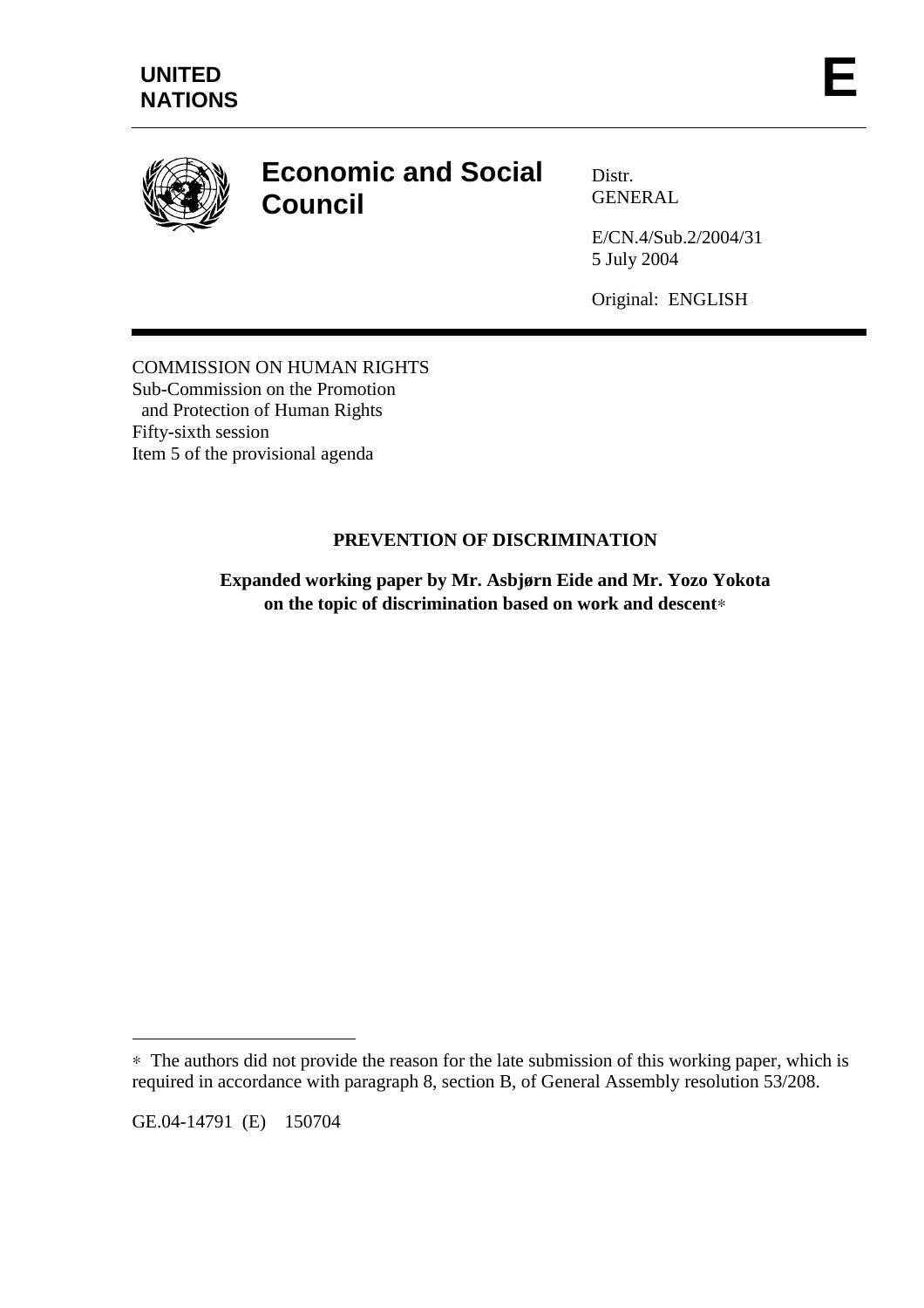**UNITED NATIONS**

**E**

# Economic and Social Council

Distr.
GENERAL

E/CN.4/Sub.2/2004/31
5 July 2004

Original: ENGLISH

COMMISSION ON HUMAN RIGHTS
Sub-Commission on the Promotion
and Protection of Human Rights
Fifty-sixth session
Item 5 of the provisional agenda

## PREVENTION OF DISCRIMINATION

**Expanded working paper by Mr. Asbjørn Eide and Mr. Yozo Yokota on the topic of discrimination based on work and descent***

---

* The authors did not provide the reason for the late submission of this working paper, which is required in accordance with paragraph 8, section B, of General Assembly resolution 53/208.

GE.04-14791 (E) 150704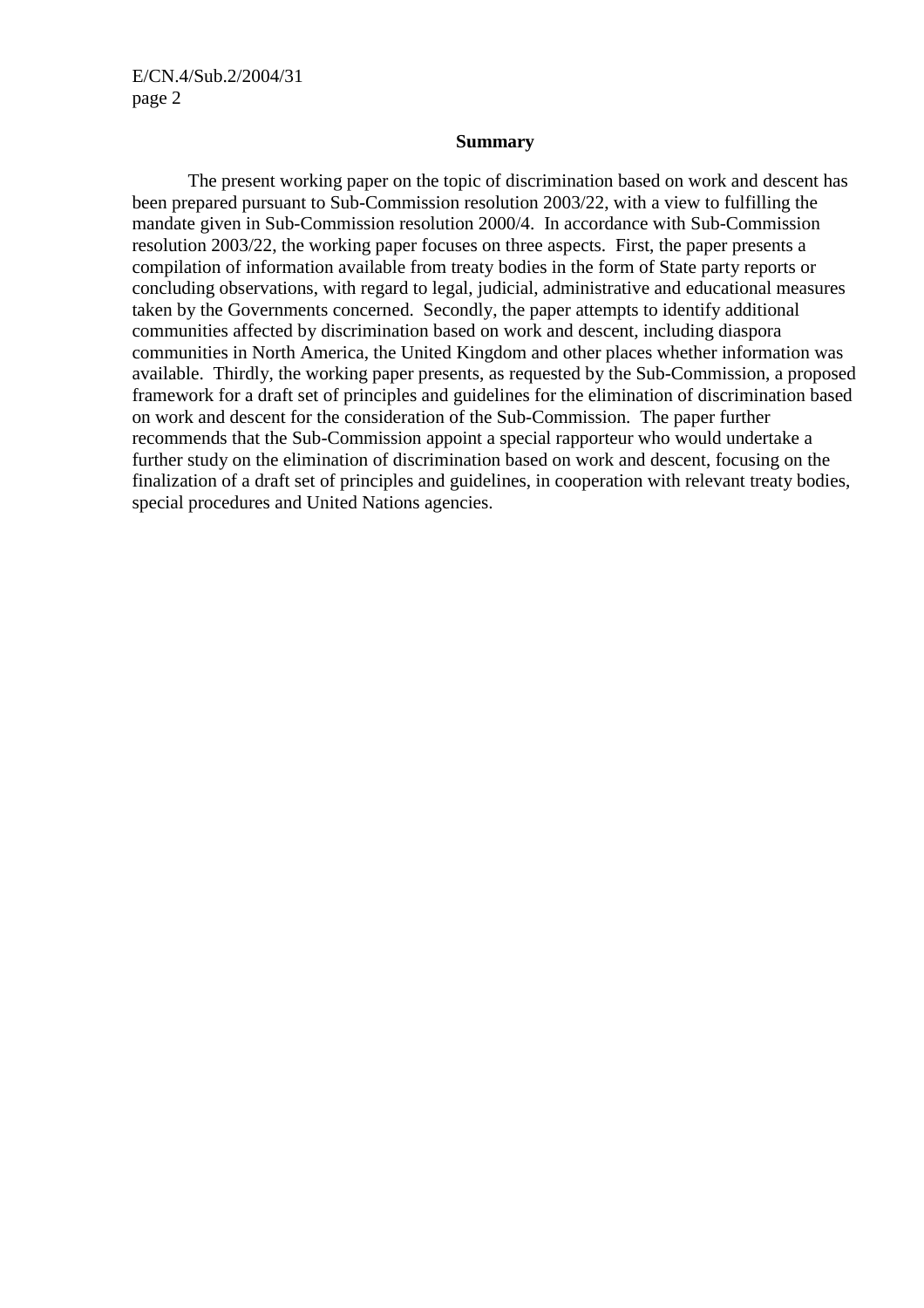**Summary**

The present working paper on the topic of discrimination based on work and descent has been prepared pursuant to Sub-Commission resolution 2003/22, with a view to fulfilling the mandate given in Sub-Commission resolution 2000/4. In accordance with Sub-Commission resolution 2003/22, the working paper focuses on three aspects. First, the paper presents a compilation of information available from treaty bodies in the form of State party reports or concluding observations, with regard to legal, judicial, administrative and educational measures taken by the Governments concerned. Secondly, the paper attempts to identify additional communities affected by discrimination based on work and descent, including diaspora communities in North America, the United Kingdom and other places whether information was available. Thirdly, the working paper presents, as requested by the Sub-Commission, a proposed framework for a draft set of principles and guidelines for the elimination of discrimination based on work and descent for the consideration of the Sub-Commission. The paper further recommends that the Sub-Commission appoint a special rapporteur who would undertake a further study on the elimination of discrimination based on work and descent, focusing on the finalization of a draft set of principles and guidelines, in cooperation with relevant treaty bodies, special procedures and United Nations agencies.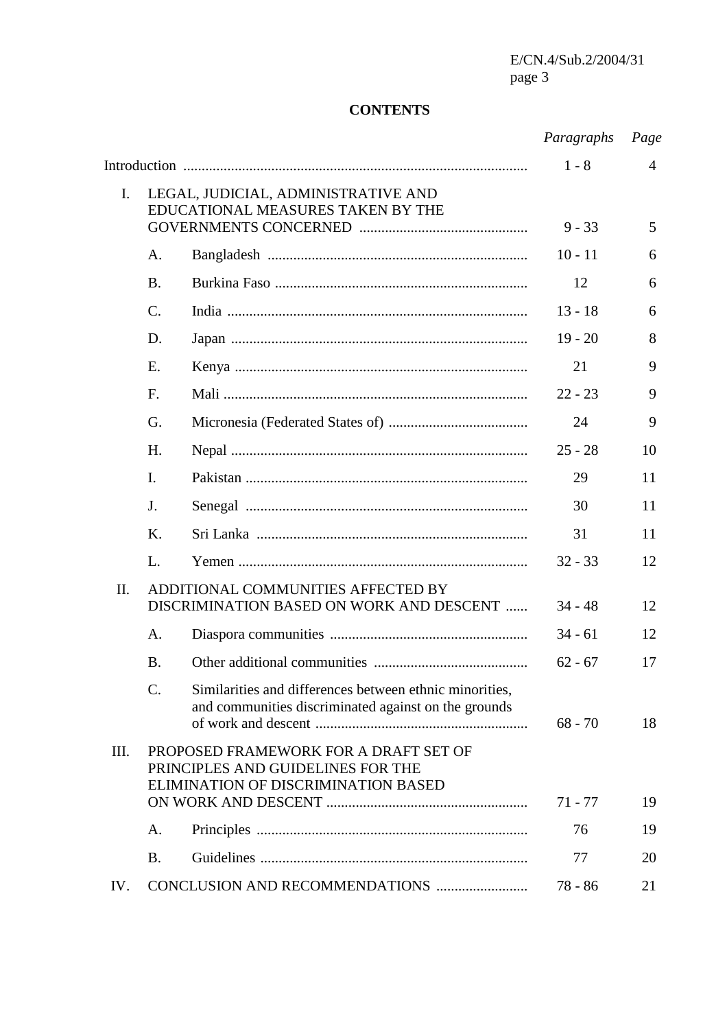**CONTENTS**

| | | | *Paragraphs* | *Page* |
|---|---|---|---|---|
| Introduction | | | 1 - 8 | 4 |
| I. | LEGAL, JUDICIAL, ADMINISTRATIVE AND EDUCATIONAL MEASURES TAKEN BY THE GOVERNMENTS CONCERNED | | 9 - 33 | 5 |
| | A. | Bangladesh | 10 - 11 | 6 |
| | B. | Burkina Faso | 12 | 6 |
| | C. | India | 13 - 18 | 6 |
| | D. | Japan | 19 - 20 | 8 |
| | E. | Kenya | 21 | 9 |
| | F. | Mali | 22 - 23 | 9 |
| | G. | Micronesia (Federated States of) | 24 | 9 |
| | H. | Nepal | 25 - 28 | 10 |
| | I. | Pakistan | 29 | 11 |
| | J. | Senegal | 30 | 11 |
| | K. | Sri Lanka | 31 | 11 |
| | L. | Yemen | 32 - 33 | 12 |
| II. | ADDITIONAL COMMUNITIES AFFECTED BY DISCRIMINATION BASED ON WORK AND DESCENT | | 34 - 48 | 12 |
| | A. | Diaspora communities | 34 - 61 | 12 |
| | B. | Other additional communities | 62 - 67 | 17 |
| | C. | Similarities and differences between ethnic minorities, and communities discriminated against on the grounds of work and descent | 68 - 70 | 18 |
| III. | PROPOSED FRAMEWORK FOR A DRAFT SET OF PRINCIPLES AND GUIDELINES FOR THE ELIMINATION OF DISCRIMINATION BASED ON WORK AND DESCENT | | 71 - 77 | 19 |
| | A. | Principles | 76 | 19 |
| | B. | Guidelines | 77 | 20 |
| IV. | CONCLUSION AND RECOMMENDATIONS | | 78 - 86 | 21 |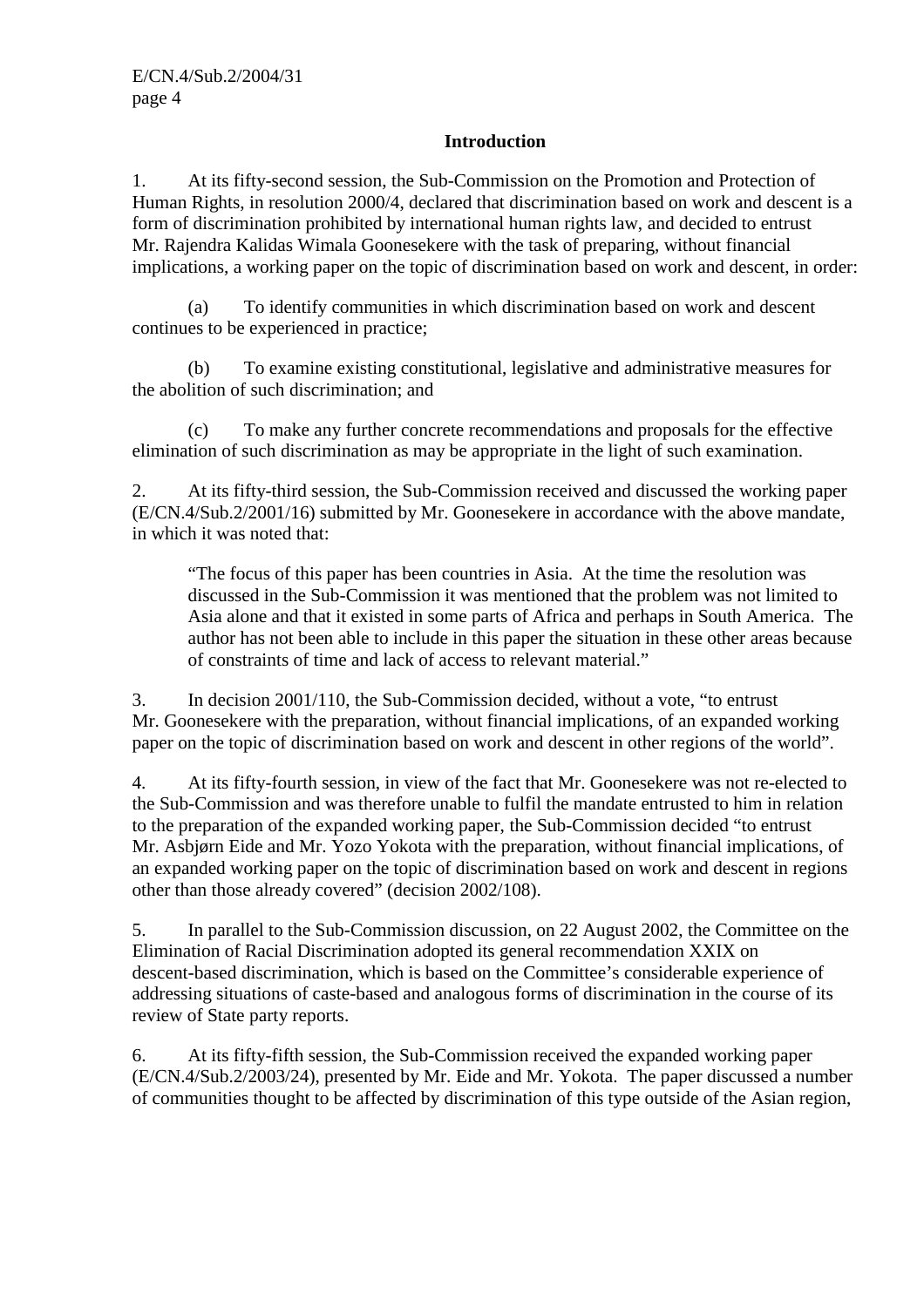## Introduction

1. At its fifty-second session, the Sub-Commission on the Promotion and Protection of Human Rights, in resolution 2000/4, declared that discrimination based on work and descent is a form of discrimination prohibited by international human rights law, and decided to entrust Mr. Rajendra Kalidas Wimala Goonesekere with the task of preparing, without financial implications, a working paper on the topic of discrimination based on work and descent, in order:

(a) To identify communities in which discrimination based on work and descent continues to be experienced in practice;

(b) To examine existing constitutional, legislative and administrative measures for the abolition of such discrimination; and

(c) To make any further concrete recommendations and proposals for the effective elimination of such discrimination as may be appropriate in the light of such examination.

2. At its fifty-third session, the Sub-Commission received and discussed the working paper (E/CN.4/Sub.2/2001/16) submitted by Mr. Goonesekere in accordance with the above mandate, in which it was noted that:

> "The focus of this paper has been countries in Asia. At the time the resolution was discussed in the Sub-Commission it was mentioned that the problem was not limited to Asia alone and that it existed in some parts of Africa and perhaps in South America. The author has not been able to include in this paper the situation in these other areas because of constraints of time and lack of access to relevant material."

3. In decision 2001/110, the Sub-Commission decided, without a vote, "to entrust Mr. Goonesekere with the preparation, without financial implications, of an expanded working paper on the topic of discrimination based on work and descent in other regions of the world".

4. At its fifty-fourth session, in view of the fact that Mr. Goonesekere was not re-elected to the Sub-Commission and was therefore unable to fulfil the mandate entrusted to him in relation to the preparation of the expanded working paper, the Sub-Commission decided "to entrust Mr. Asbjørn Eide and Mr. Yozo Yokota with the preparation, without financial implications, of an expanded working paper on the topic of discrimination based on work and descent in regions other than those already covered" (decision 2002/108).

5. In parallel to the Sub-Commission discussion, on 22 August 2002, the Committee on the Elimination of Racial Discrimination adopted its general recommendation XXIX on descent-based discrimination, which is based on the Committee's considerable experience of addressing situations of caste-based and analogous forms of discrimination in the course of its review of State party reports.

6. At its fifty-fifth session, the Sub-Commission received the expanded working paper (E/CN.4/Sub.2/2003/24), presented by Mr. Eide and Mr. Yokota. The paper discussed a number of communities thought to be affected by discrimination of this type outside of the Asian region,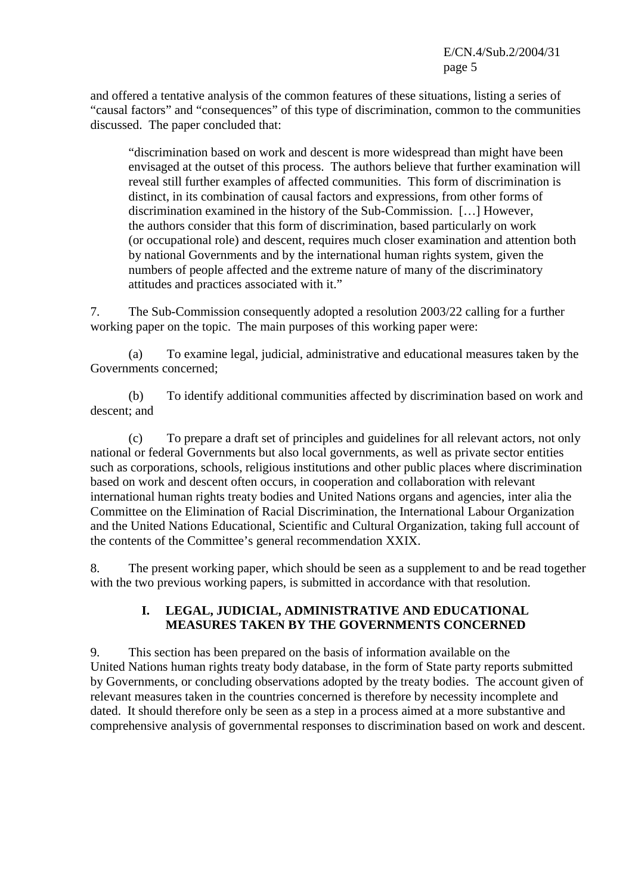and offered a tentative analysis of the common features of these situations, listing a series of "causal factors" and "consequences" of this type of discrimination, common to the communities discussed. The paper concluded that:

> "discrimination based on work and descent is more widespread than might have been envisaged at the outset of this process. The authors believe that further examination will reveal still further examples of affected communities. This form of discrimination is distinct, in its combination of causal factors and expressions, from other forms of discrimination examined in the history of the Sub-Commission. […] However, the authors consider that this form of discrimination, based particularly on work (or occupational role) and descent, requires much closer examination and attention both by national Governments and by the international human rights system, given the numbers of people affected and the extreme nature of many of the discriminatory attitudes and practices associated with it."

7. The Sub-Commission consequently adopted a resolution 2003/22 calling for a further working paper on the topic. The main purposes of this working paper were:

(a) To examine legal, judicial, administrative and educational measures taken by the Governments concerned;

(b) To identify additional communities affected by discrimination based on work and descent; and

(c) To prepare a draft set of principles and guidelines for all relevant actors, not only national or federal Governments but also local governments, as well as private sector entities such as corporations, schools, religious institutions and other public places where discrimination based on work and descent often occurs, in cooperation and collaboration with relevant international human rights treaty bodies and United Nations organs and agencies, inter alia the Committee on the Elimination of Racial Discrimination, the International Labour Organization and the United Nations Educational, Scientific and Cultural Organization, taking full account of the contents of the Committee's general recommendation XXIX.

8. The present working paper, which should be seen as a supplement to and be read together with the two previous working papers, is submitted in accordance with that resolution.

## I. LEGAL, JUDICIAL, ADMINISTRATIVE AND EDUCATIONAL MEASURES TAKEN BY THE GOVERNMENTS CONCERNED

9. This section has been prepared on the basis of information available on the United Nations human rights treaty body database, in the form of State party reports submitted by Governments, or concluding observations adopted by the treaty bodies. The account given of relevant measures taken in the countries concerned is therefore by necessity incomplete and dated. It should therefore only be seen as a step in a process aimed at a more substantive and comprehensive analysis of governmental responses to discrimination based on work and descent.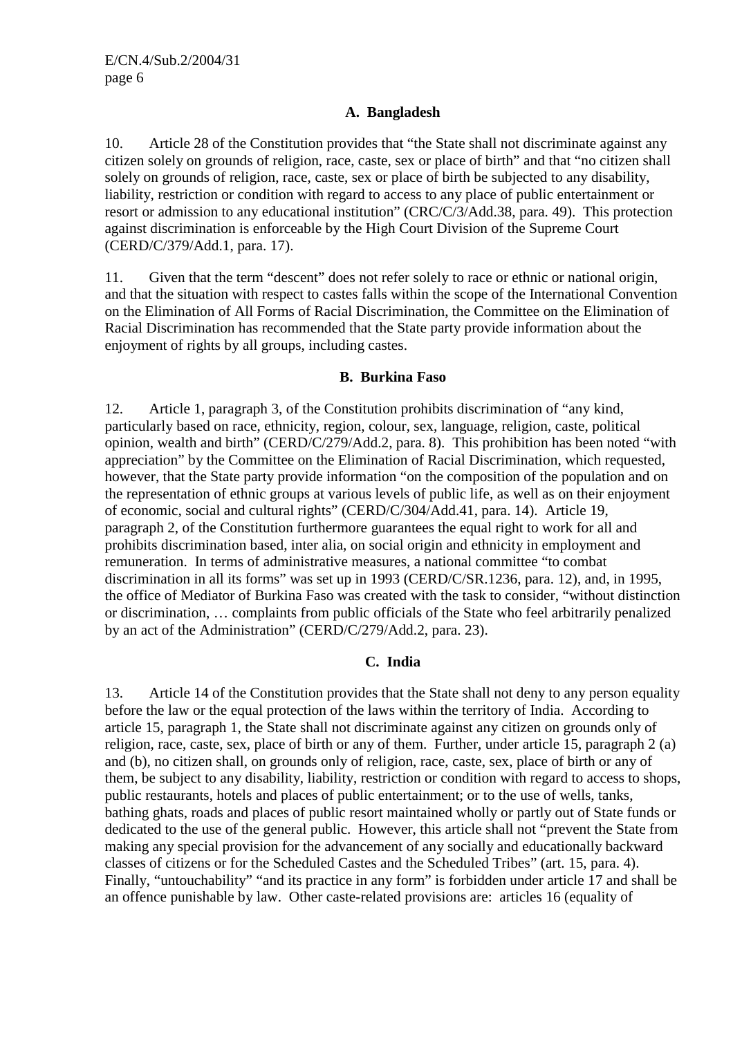### A. Bangladesh

10. Article 28 of the Constitution provides that "the State shall not discriminate against any citizen solely on grounds of religion, race, caste, sex or place of birth" and that "no citizen shall solely on grounds of religion, race, caste, sex or place of birth be subjected to any disability, liability, restriction or condition with regard to access to any place of public entertainment or resort or admission to any educational institution" (CRC/C/3/Add.38, para. 49). This protection against discrimination is enforceable by the High Court Division of the Supreme Court (CERD/C/379/Add.1, para. 17).

11. Given that the term "descent" does not refer solely to race or ethnic or national origin, and that the situation with respect to castes falls within the scope of the International Convention on the Elimination of All Forms of Racial Discrimination, the Committee on the Elimination of Racial Discrimination has recommended that the State party provide information about the enjoyment of rights by all groups, including castes.

### B. Burkina Faso

12. Article 1, paragraph 3, of the Constitution prohibits discrimination of "any kind, particularly based on race, ethnicity, region, colour, sex, language, religion, caste, political opinion, wealth and birth" (CERD/C/279/Add.2, para. 8). This prohibition has been noted "with appreciation" by the Committee on the Elimination of Racial Discrimination, which requested, however, that the State party provide information "on the composition of the population and on the representation of ethnic groups at various levels of public life, as well as on their enjoyment of economic, social and cultural rights" (CERD/C/304/Add.41, para. 14). Article 19, paragraph 2, of the Constitution furthermore guarantees the equal right to work for all and prohibits discrimination based, inter alia, on social origin and ethnicity in employment and remuneration. In terms of administrative measures, a national committee "to combat discrimination in all its forms" was set up in 1993 (CERD/C/SR.1236, para. 12), and, in 1995, the office of Mediator of Burkina Faso was created with the task to consider, "without distinction or discrimination, … complaints from public officials of the State who feel arbitrarily penalized by an act of the Administration" (CERD/C/279/Add.2, para. 23).

### C. India

13. Article 14 of the Constitution provides that the State shall not deny to any person equality before the law or the equal protection of the laws within the territory of India. According to article 15, paragraph 1, the State shall not discriminate against any citizen on grounds only of religion, race, caste, sex, place of birth or any of them. Further, under article 15, paragraph 2 (a) and (b), no citizen shall, on grounds only of religion, race, caste, sex, place of birth or any of them, be subject to any disability, liability, restriction or condition with regard to access to shops, public restaurants, hotels and places of public entertainment; or to the use of wells, tanks, bathing ghats, roads and places of public resort maintained wholly or partly out of State funds or dedicated to the use of the general public. However, this article shall not "prevent the State from making any special provision for the advancement of any socially and educationally backward classes of citizens or for the Scheduled Castes and the Scheduled Tribes" (art. 15, para. 4). Finally, "untouchability" "and its practice in any form" is forbidden under article 17 and shall be an offence punishable by law. Other caste-related provisions are: articles 16 (equality of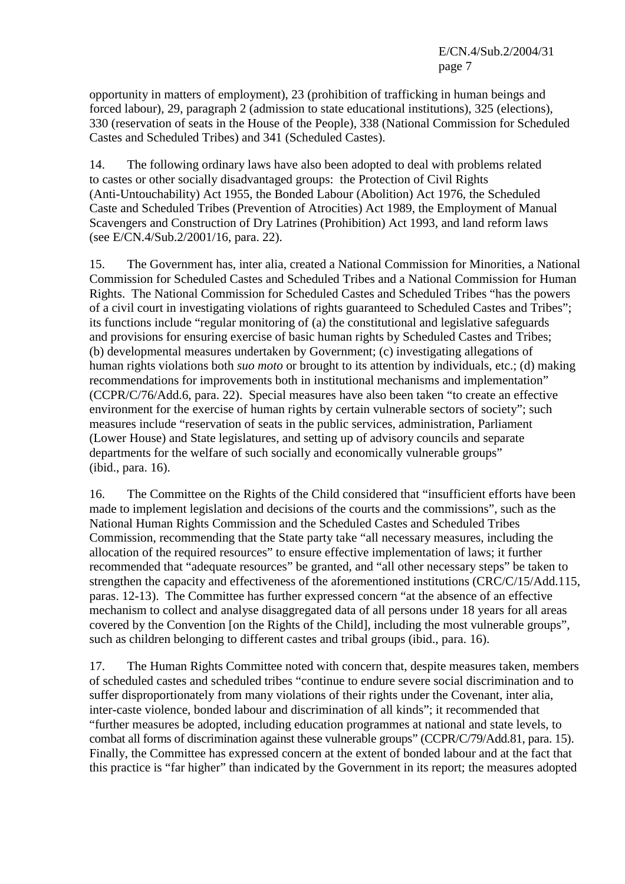opportunity in matters of employment), 23 (prohibition of trafficking in human beings and forced labour), 29, paragraph 2 (admission to state educational institutions), 325 (elections), 330 (reservation of seats in the House of the People), 338 (National Commission for Scheduled Castes and Scheduled Tribes) and 341 (Scheduled Castes).

14. The following ordinary laws have also been adopted to deal with problems related to castes or other socially disadvantaged groups: the Protection of Civil Rights (Anti-Untouchability) Act 1955, the Bonded Labour (Abolition) Act 1976, the Scheduled Caste and Scheduled Tribes (Prevention of Atrocities) Act 1989, the Employment of Manual Scavengers and Construction of Dry Latrines (Prohibition) Act 1993, and land reform laws (see E/CN.4/Sub.2/2001/16, para. 22).

15. The Government has, inter alia, created a National Commission for Minorities, a National Commission for Scheduled Castes and Scheduled Tribes and a National Commission for Human Rights. The National Commission for Scheduled Castes and Scheduled Tribes "has the powers of a civil court in investigating violations of rights guaranteed to Scheduled Castes and Tribes"; its functions include "regular monitoring of (a) the constitutional and legislative safeguards and provisions for ensuring exercise of basic human rights by Scheduled Castes and Tribes; (b) developmental measures undertaken by Government; (c) investigating allegations of human rights violations both *suo moto* or brought to its attention by individuals, etc.; (d) making recommendations for improvements both in institutional mechanisms and implementation" (CCPR/C/76/Add.6, para. 22). Special measures have also been taken "to create an effective environment for the exercise of human rights by certain vulnerable sectors of society"; such measures include "reservation of seats in the public services, administration, Parliament (Lower House) and State legislatures, and setting up of advisory councils and separate departments for the welfare of such socially and economically vulnerable groups" (ibid., para. 16).

16. The Committee on the Rights of the Child considered that "insufficient efforts have been made to implement legislation and decisions of the courts and the commissions", such as the National Human Rights Commission and the Scheduled Castes and Scheduled Tribes Commission, recommending that the State party take "all necessary measures, including the allocation of the required resources" to ensure effective implementation of laws; it further recommended that "adequate resources" be granted, and "all other necessary steps" be taken to strengthen the capacity and effectiveness of the aforementioned institutions (CRC/C/15/Add.115, paras. 12-13). The Committee has further expressed concern "at the absence of an effective mechanism to collect and analyse disaggregated data of all persons under 18 years for all areas covered by the Convention [on the Rights of the Child], including the most vulnerable groups", such as children belonging to different castes and tribal groups (ibid., para. 16).

17. The Human Rights Committee noted with concern that, despite measures taken, members of scheduled castes and scheduled tribes "continue to endure severe social discrimination and to suffer disproportionately from many violations of their rights under the Covenant, inter alia, inter-caste violence, bonded labour and discrimination of all kinds"; it recommended that "further measures be adopted, including education programmes at national and state levels, to combat all forms of discrimination against these vulnerable groups" (CCPR/C/79/Add.81, para. 15). Finally, the Committee has expressed concern at the extent of bonded labour and at the fact that this practice is "far higher" than indicated by the Government in its report; the measures adopted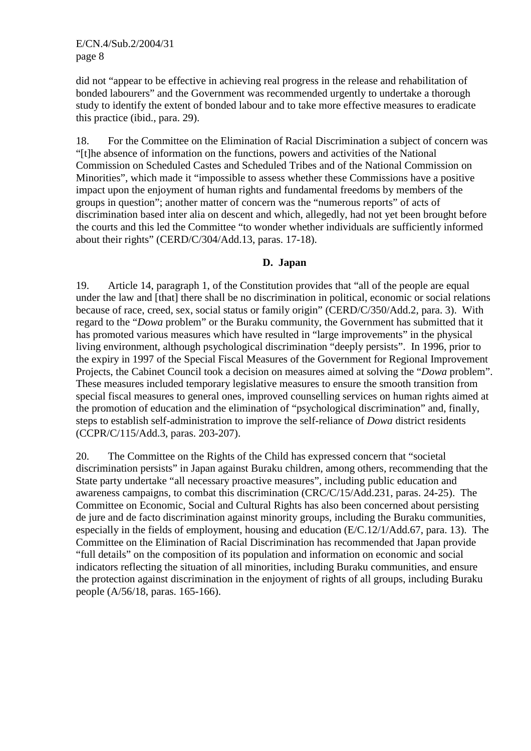did not "appear to be effective in achieving real progress in the release and rehabilitation of bonded labourers" and the Government was recommended urgently to undertake a thorough study to identify the extent of bonded labour and to take more effective measures to eradicate this practice (ibid., para. 29).

18. For the Committee on the Elimination of Racial Discrimination a subject of concern was "[t]he absence of information on the functions, powers and activities of the National Commission on Scheduled Castes and Scheduled Tribes and of the National Commission on Minorities", which made it "impossible to assess whether these Commissions have a positive impact upon the enjoyment of human rights and fundamental freedoms by members of the groups in question"; another matter of concern was the "numerous reports" of acts of discrimination based inter alia on descent and which, allegedly, had not yet been brought before the courts and this led the Committee "to wonder whether individuals are sufficiently informed about their rights" (CERD/C/304/Add.13, paras. 17-18).

**D. Japan**

19. Article 14, paragraph 1, of the Constitution provides that "all of the people are equal under the law and [that] there shall be no discrimination in political, economic or social relations because of race, creed, sex, social status or family origin" (CERD/C/350/Add.2, para. 3). With regard to the "*Dowa* problem" or the Buraku community, the Government has submitted that it has promoted various measures which have resulted in "large improvements" in the physical living environment, although psychological discrimination "deeply persists". In 1996, prior to the expiry in 1997 of the Special Fiscal Measures of the Government for Regional Improvement Projects, the Cabinet Council took a decision on measures aimed at solving the "*Dowa* problem". These measures included temporary legislative measures to ensure the smooth transition from special fiscal measures to general ones, improved counselling services on human rights aimed at the promotion of education and the elimination of "psychological discrimination" and, finally, steps to establish self-administration to improve the self-reliance of *Dowa* district residents (CCPR/C/115/Add.3, paras. 203-207).

20. The Committee on the Rights of the Child has expressed concern that "societal discrimination persists" in Japan against Buraku children, among others, recommending that the State party undertake "all necessary proactive measures", including public education and awareness campaigns, to combat this discrimination (CRC/C/15/Add.231, paras. 24-25). The Committee on Economic, Social and Cultural Rights has also been concerned about persisting de jure and de facto discrimination against minority groups, including the Buraku communities, especially in the fields of employment, housing and education (E/C.12/1/Add.67, para. 13). The Committee on the Elimination of Racial Discrimination has recommended that Japan provide "full details" on the composition of its population and information on economic and social indicators reflecting the situation of all minorities, including Buraku communities, and ensure the protection against discrimination in the enjoyment of rights of all groups, including Buraku people (A/56/18, paras. 165-166).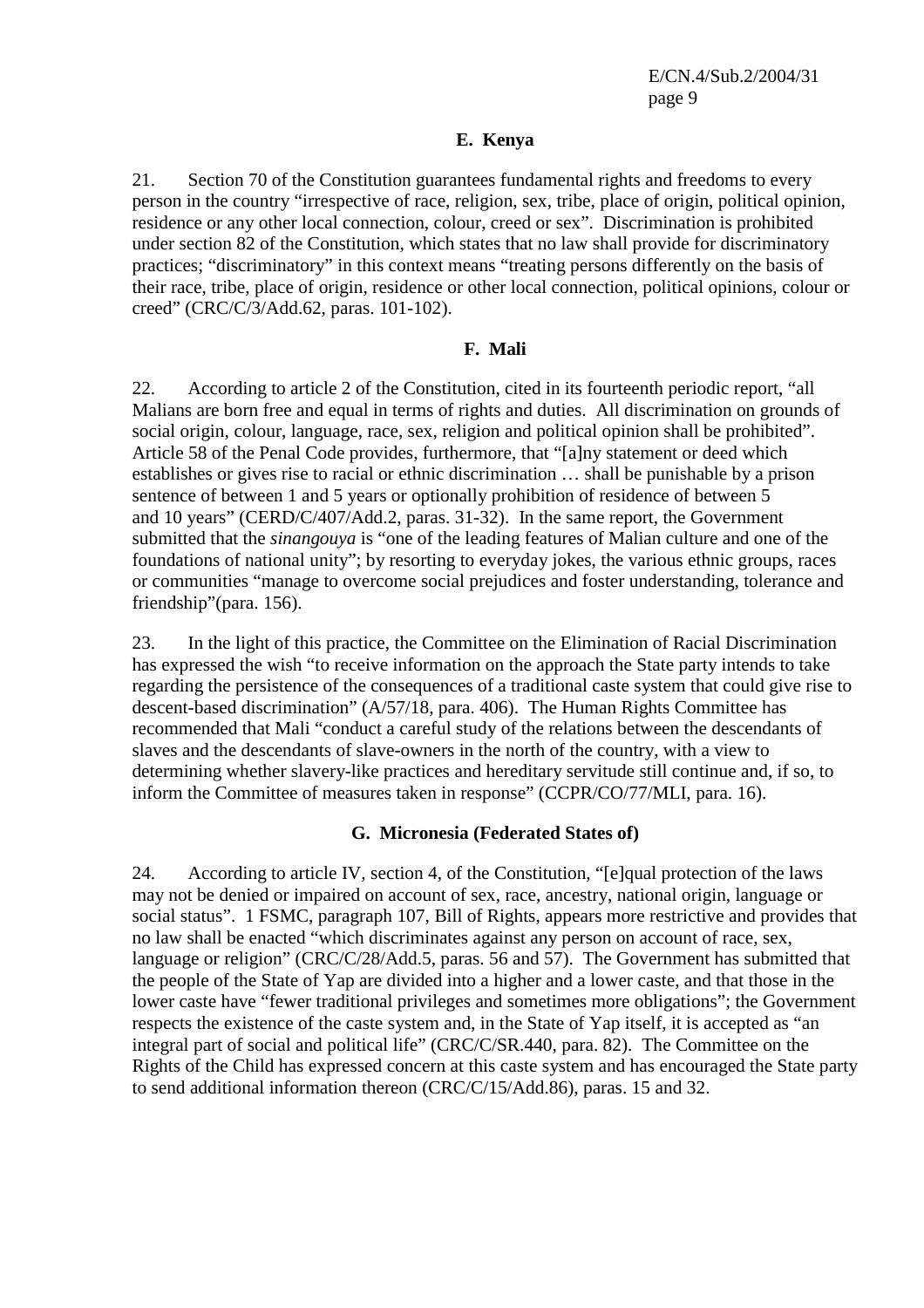### E. Kenya

21. Section 70 of the Constitution guarantees fundamental rights and freedoms to every person in the country "irrespective of race, religion, sex, tribe, place of origin, political opinion, residence or any other local connection, colour, creed or sex". Discrimination is prohibited under section 82 of the Constitution, which states that no law shall provide for discriminatory practices; "discriminatory" in this context means "treating persons differently on the basis of their race, tribe, place of origin, residence or other local connection, political opinions, colour or creed" (CRC/C/3/Add.62, paras. 101-102).

### F. Mali

22. According to article 2 of the Constitution, cited in its fourteenth periodic report, "all Malians are born free and equal in terms of rights and duties. All discrimination on grounds of social origin, colour, language, race, sex, religion and political opinion shall be prohibited". Article 58 of the Penal Code provides, furthermore, that "[a]ny statement or deed which establishes or gives rise to racial or ethnic discrimination … shall be punishable by a prison sentence of between 1 and 5 years or optionally prohibition of residence of between 5 and 10 years" (CERD/C/407/Add.2, paras. 31-32). In the same report, the Government submitted that the *sinangouya* is "one of the leading features of Malian culture and one of the foundations of national unity"; by resorting to everyday jokes, the various ethnic groups, races or communities "manage to overcome social prejudices and foster understanding, tolerance and friendship"(para. 156).

23. In the light of this practice, the Committee on the Elimination of Racial Discrimination has expressed the wish "to receive information on the approach the State party intends to take regarding the persistence of the consequences of a traditional caste system that could give rise to descent-based discrimination" (A/57/18, para. 406). The Human Rights Committee has recommended that Mali "conduct a careful study of the relations between the descendants of slaves and the descendants of slave-owners in the north of the country, with a view to determining whether slavery-like practices and hereditary servitude still continue and, if so, to inform the Committee of measures taken in response" (CCPR/CO/77/MLI, para. 16).

### G. Micronesia (Federated States of)

24. According to article IV, section 4, of the Constitution, "[e]qual protection of the laws may not be denied or impaired on account of sex, race, ancestry, national origin, language or social status". 1 FSMC, paragraph 107, Bill of Rights, appears more restrictive and provides that no law shall be enacted "which discriminates against any person on account of race, sex, language or religion" (CRC/C/28/Add.5, paras. 56 and 57). The Government has submitted that the people of the State of Yap are divided into a higher and a lower caste, and that those in the lower caste have "fewer traditional privileges and sometimes more obligations"; the Government respects the existence of the caste system and, in the State of Yap itself, it is accepted as "an integral part of social and political life" (CRC/C/SR.440, para. 82). The Committee on the Rights of the Child has expressed concern at this caste system and has encouraged the State party to send additional information thereon (CRC/C/15/Add.86), paras. 15 and 32.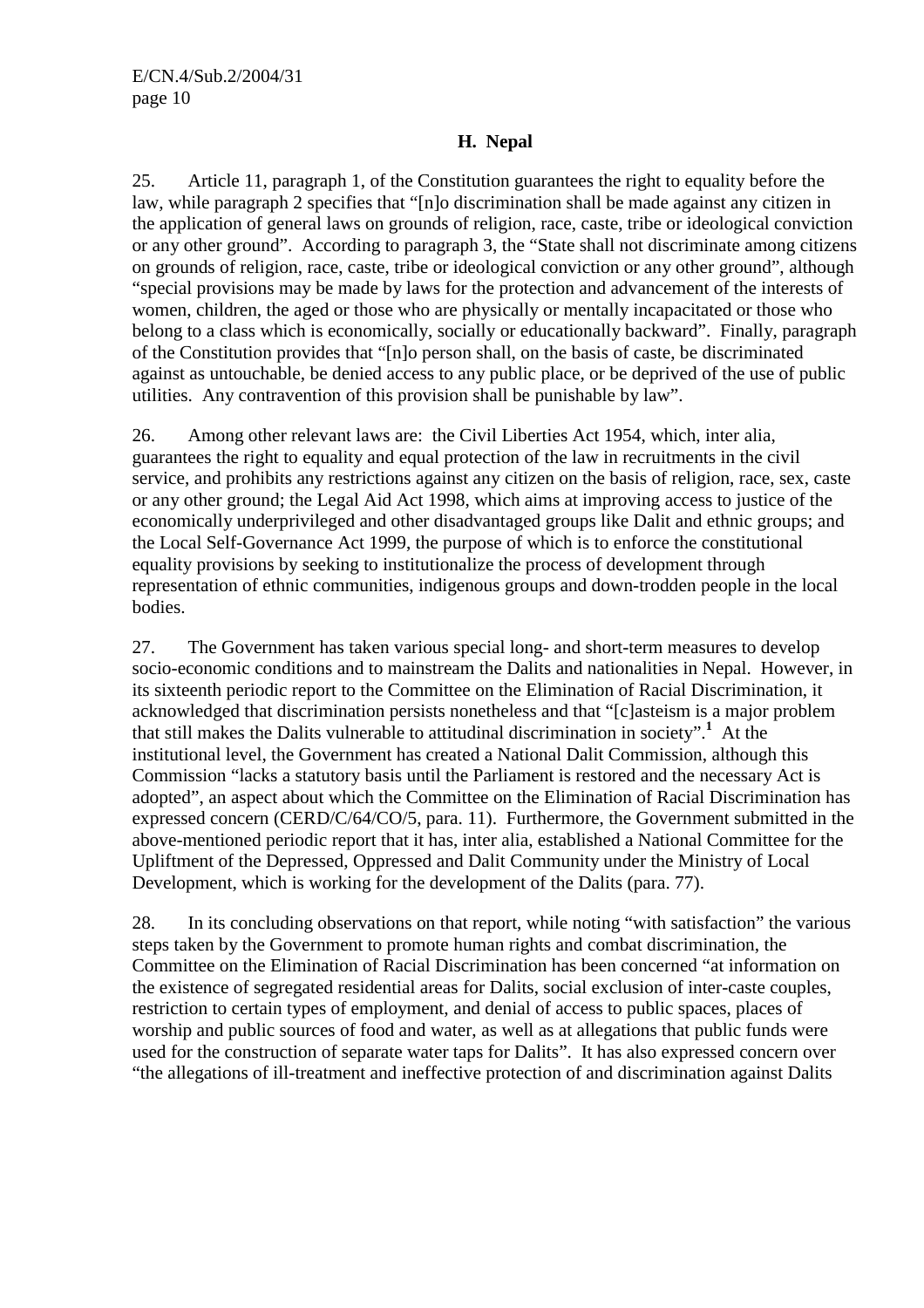## H. Nepal

25. Article 11, paragraph 1, of the Constitution guarantees the right to equality before the law, while paragraph 2 specifies that "[n]o discrimination shall be made against any citizen in the application of general laws on grounds of religion, race, caste, tribe or ideological conviction or any other ground". According to paragraph 3, the "State shall not discriminate among citizens on grounds of religion, race, caste, tribe or ideological conviction or any other ground", although "special provisions may be made by laws for the protection and advancement of the interests of women, children, the aged or those who are physically or mentally incapacitated or those who belong to a class which is economically, socially or educationally backward". Finally, paragraph of the Constitution provides that "[n]o person shall, on the basis of caste, be discriminated against as untouchable, be denied access to any public place, or be deprived of the use of public utilities. Any contravention of this provision shall be punishable by law".

26. Among other relevant laws are: the Civil Liberties Act 1954, which, inter alia, guarantees the right to equality and equal protection of the law in recruitments in the civil service, and prohibits any restrictions against any citizen on the basis of religion, race, sex, caste or any other ground; the Legal Aid Act 1998, which aims at improving access to justice of the economically underprivileged and other disadvantaged groups like Dalit and ethnic groups; and the Local Self-Governance Act 1999, the purpose of which is to enforce the constitutional equality provisions by seeking to institutionalize the process of development through representation of ethnic communities, indigenous groups and down-trodden people in the local bodies.

27. The Government has taken various special long- and short-term measures to develop socio-economic conditions and to mainstream the Dalits and nationalities in Nepal. However, in its sixteenth periodic report to the Committee on the Elimination of Racial Discrimination, it acknowledged that discrimination persists nonetheless and that "[c]asteism is a major problem that still makes the Dalits vulnerable to attitudinal discrimination in society".[1] At the institutional level, the Government has created a National Dalit Commission, although this Commission "lacks a statutory basis until the Parliament is restored and the necessary Act is adopted", an aspect about which the Committee on the Elimination of Racial Discrimination has expressed concern (CERD/C/64/CO/5, para. 11). Furthermore, the Government submitted in the above-mentioned periodic report that it has, inter alia, established a National Committee for the Upliftment of the Depressed, Oppressed and Dalit Community under the Ministry of Local Development, which is working for the development of the Dalits (para. 77).

28. In its concluding observations on that report, while noting "with satisfaction" the various steps taken by the Government to promote human rights and combat discrimination, the Committee on the Elimination of Racial Discrimination has been concerned "at information on the existence of segregated residential areas for Dalits, social exclusion of inter-caste couples, restriction to certain types of employment, and denial of access to public spaces, places of worship and public sources of food and water, as well as at allegations that public funds were used for the construction of separate water taps for Dalits". It has also expressed concern over "the allegations of ill-treatment and ineffective protection of and discrimination against Dalits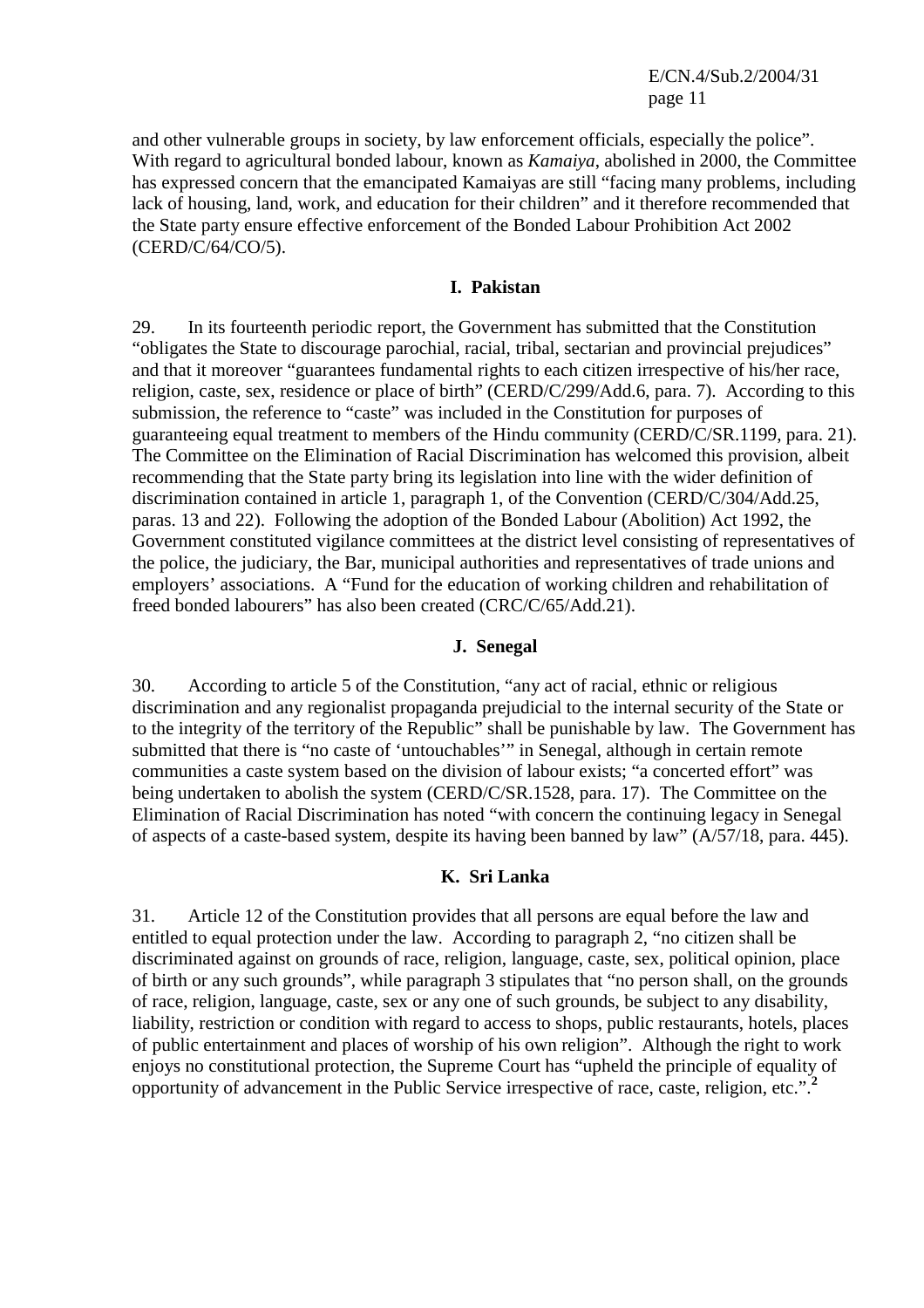and other vulnerable groups in society, by law enforcement officials, especially the police". With regard to agricultural bonded labour, known as *Kamaiya*, abolished in 2000, the Committee has expressed concern that the emancipated Kamaiyas are still "facing many problems, including lack of housing, land, work, and education for their children" and it therefore recommended that the State party ensure effective enforcement of the Bonded Labour Prohibition Act 2002 (CERD/C/64/CO/5).

### I. Pakistan

29. In its fourteenth periodic report, the Government has submitted that the Constitution "obligates the State to discourage parochial, racial, tribal, sectarian and provincial prejudices" and that it moreover "guarantees fundamental rights to each citizen irrespective of his/her race, religion, caste, sex, residence or place of birth" (CERD/C/299/Add.6, para. 7). According to this submission, the reference to "caste" was included in the Constitution for purposes of guaranteeing equal treatment to members of the Hindu community (CERD/C/SR.1199, para. 21). The Committee on the Elimination of Racial Discrimination has welcomed this provision, albeit recommending that the State party bring its legislation into line with the wider definition of discrimination contained in article 1, paragraph 1, of the Convention (CERD/C/304/Add.25, paras. 13 and 22). Following the adoption of the Bonded Labour (Abolition) Act 1992, the Government constituted vigilance committees at the district level consisting of representatives of the police, the judiciary, the Bar, municipal authorities and representatives of trade unions and employers' associations. A "Fund for the education of working children and rehabilitation of freed bonded labourers" has also been created (CRC/C/65/Add.21).

### J. Senegal

30. According to article 5 of the Constitution, "any act of racial, ethnic or religious discrimination and any regionalist propaganda prejudicial to the internal security of the State or to the integrity of the territory of the Republic" shall be punishable by law. The Government has submitted that there is "no caste of 'untouchables'" in Senegal, although in certain remote communities a caste system based on the division of labour exists; "a concerted effort" was being undertaken to abolish the system (CERD/C/SR.1528, para. 17). The Committee on the Elimination of Racial Discrimination has noted "with concern the continuing legacy in Senegal of aspects of a caste-based system, despite its having been banned by law" (A/57/18, para. 445).

### K. Sri Lanka

31. Article 12 of the Constitution provides that all persons are equal before the law and entitled to equal protection under the law. According to paragraph 2, "no citizen shall be discriminated against on grounds of race, religion, language, caste, sex, political opinion, place of birth or any such grounds", while paragraph 3 stipulates that "no person shall, on the grounds of race, religion, language, caste, sex or any one of such grounds, be subject to any disability, liability, restriction or condition with regard to access to shops, public restaurants, hotels, places of public entertainment and places of worship of his own religion". Although the right to work enjoys no constitutional protection, the Supreme Court has "upheld the principle of equality of opportunity of advancement in the Public Service irrespective of race, caste, religion, etc.".[2]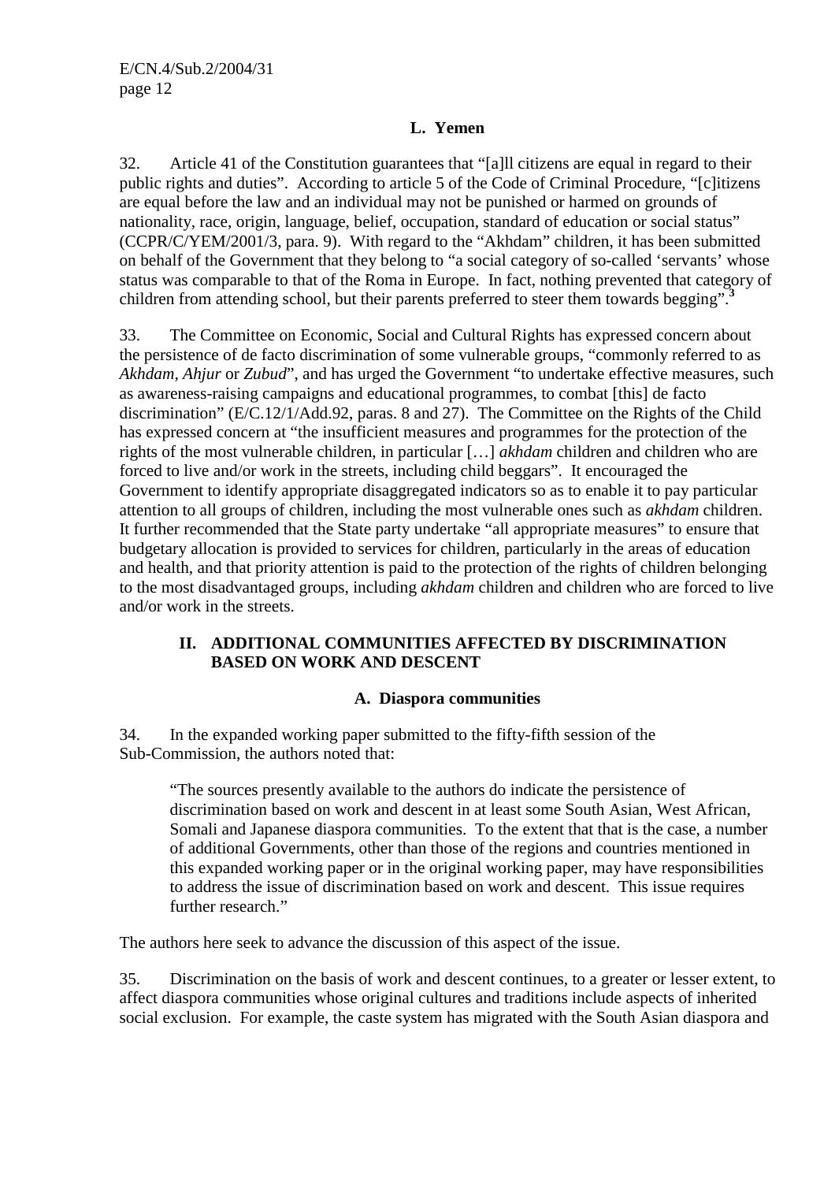### L. Yemen

32. Article 41 of the Constitution guarantees that "[a]ll citizens are equal in regard to their public rights and duties". According to article 5 of the Code of Criminal Procedure, "[c]itizens are equal before the law and an individual may not be punished or harmed on grounds of nationality, race, origin, language, belief, occupation, standard of education or social status" (CCPR/C/YEM/2001/3, para. 9). With regard to the "Akhdam" children, it has been submitted on behalf of the Government that they belong to "a social category of so-called 'servants' whose status was comparable to that of the Roma in Europe. In fact, nothing prevented that category of children from attending school, but their parents preferred to steer them towards begging".[3]

33. The Committee on Economic, Social and Cultural Rights has expressed concern about the persistence of de facto discrimination of some vulnerable groups, "commonly referred to as *Akhdam*, *Ahjur* or *Zubud*", and has urged the Government "to undertake effective measures, such as awareness-raising campaigns and educational programmes, to combat [this] de facto discrimination" (E/C.12/1/Add.92, paras. 8 and 27). The Committee on the Rights of the Child has expressed concern at "the insufficient measures and programmes for the protection of the rights of the most vulnerable children, in particular […] *akhdam* children and children who are forced to live and/or work in the streets, including child beggars". It encouraged the Government to identify appropriate disaggregated indicators so as to enable it to pay particular attention to all groups of children, including the most vulnerable ones such as *akhdam* children. It further recommended that the State party undertake "all appropriate measures" to ensure that budgetary allocation is provided to services for children, particularly in the areas of education and health, and that priority attention is paid to the protection of the rights of children belonging to the most disadvantaged groups, including *akhdam* children and children who are forced to live and/or work in the streets.

## II. ADDITIONAL COMMUNITIES AFFECTED BY DISCRIMINATION BASED ON WORK AND DESCENT

### A. Diaspora communities

34. In the expanded working paper submitted to the fifty-fifth session of the Sub-Commission, the authors noted that:

> "The sources presently available to the authors do indicate the persistence of discrimination based on work and descent in at least some South Asian, West African, Somali and Japanese diaspora communities. To the extent that that is the case, a number of additional Governments, other than those of the regions and countries mentioned in this expanded working paper or in the original working paper, may have responsibilities to address the issue of discrimination based on work and descent. This issue requires further research."

The authors here seek to advance the discussion of this aspect of the issue.

35. Discrimination on the basis of work and descent continues, to a greater or lesser extent, to affect diaspora communities whose original cultures and traditions include aspects of inherited social exclusion. For example, the caste system has migrated with the South Asian diaspora and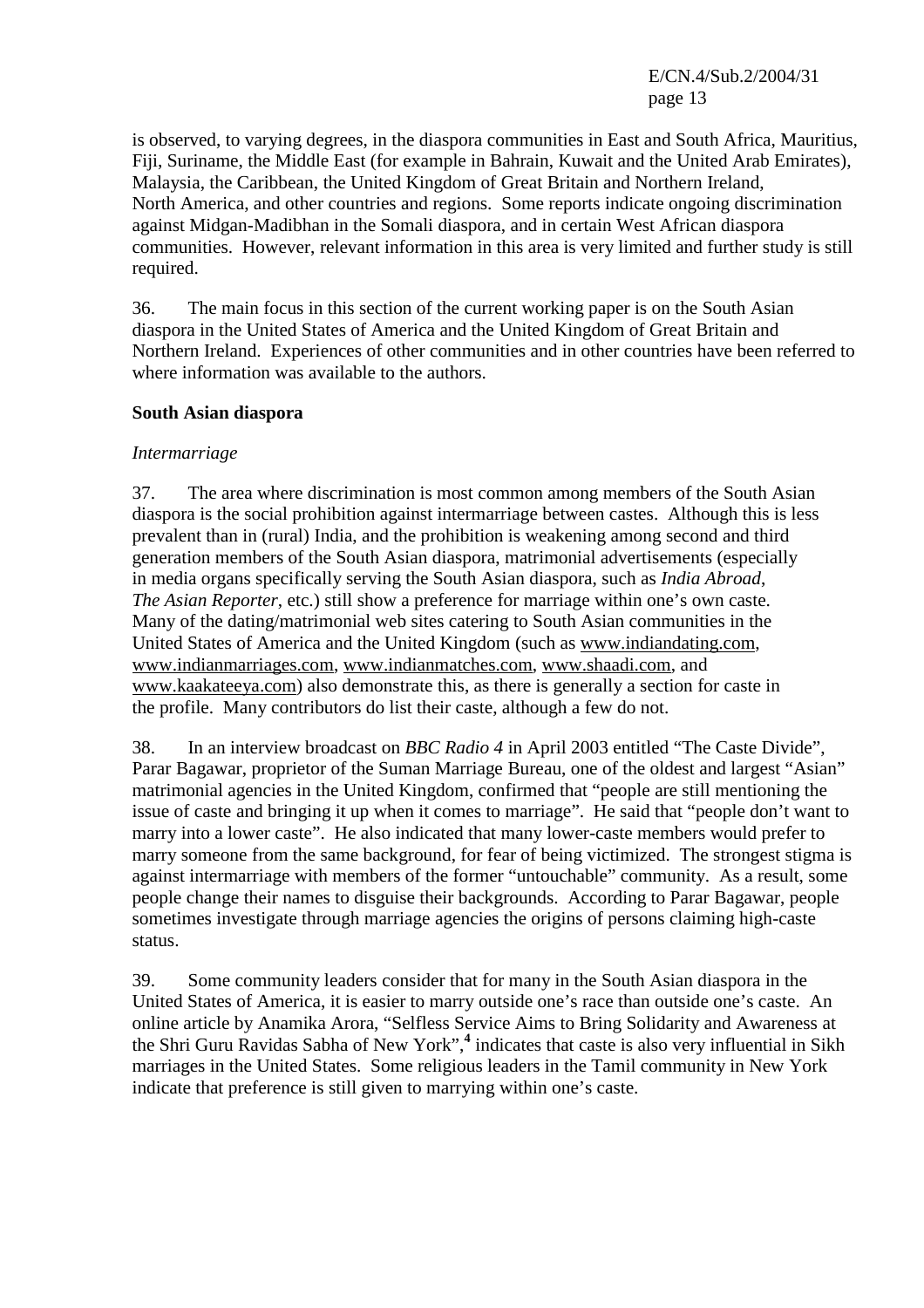is observed, to varying degrees, in the diaspora communities in East and South Africa, Mauritius, Fiji, Suriname, the Middle East (for example in Bahrain, Kuwait and the United Arab Emirates), Malaysia, the Caribbean, the United Kingdom of Great Britain and Northern Ireland, North America, and other countries and regions. Some reports indicate ongoing discrimination against Midgan-Madibhan in the Somali diaspora, and in certain West African diaspora communities. However, relevant information in this area is very limited and further study is still required.

36. The main focus in this section of the current working paper is on the South Asian diaspora in the United States of America and the United Kingdom of Great Britain and Northern Ireland. Experiences of other communities and in other countries have been referred to where information was available to the authors.

**South Asian diaspora**

*Intermarriage*

37. The area where discrimination is most common among members of the South Asian diaspora is the social prohibition against intermarriage between castes. Although this is less prevalent than in (rural) India, and the prohibition is weakening among second and third generation members of the South Asian diaspora, matrimonial advertisements (especially in media organs specifically serving the South Asian diaspora, such as *India Abroad*, *The Asian Reporter*, etc.) still show a preference for marriage within one's own caste. Many of the dating/matrimonial web sites catering to South Asian communities in the United States of America and the United Kingdom (such as www.indiandating.com, www.indianmarriages.com, www.indianmatches.com, www.shaadi.com, and www.kaakateeya.com) also demonstrate this, as there is generally a section for caste in the profile. Many contributors do list their caste, although a few do not.

38. In an interview broadcast on *BBC Radio 4* in April 2003 entitled "The Caste Divide", Parar Bagawar, proprietor of the Suman Marriage Bureau, one of the oldest and largest "Asian" matrimonial agencies in the United Kingdom, confirmed that "people are still mentioning the issue of caste and bringing it up when it comes to marriage". He said that "people don't want to marry into a lower caste". He also indicated that many lower-caste members would prefer to marry someone from the same background, for fear of being victimized. The strongest stigma is against intermarriage with members of the former "untouchable" community. As a result, some people change their names to disguise their backgrounds. According to Parar Bagawar, people sometimes investigate through marriage agencies the origins of persons claiming high-caste status.

39. Some community leaders consider that for many in the South Asian diaspora in the United States of America, it is easier to marry outside one's race than outside one's caste. An online article by Anamika Arora, "Selfless Service Aims to Bring Solidarity and Awareness at the Shri Guru Ravidas Sabha of New York",[4] indicates that caste is also very influential in Sikh marriages in the United States. Some religious leaders in the Tamil community in New York indicate that preference is still given to marrying within one's caste.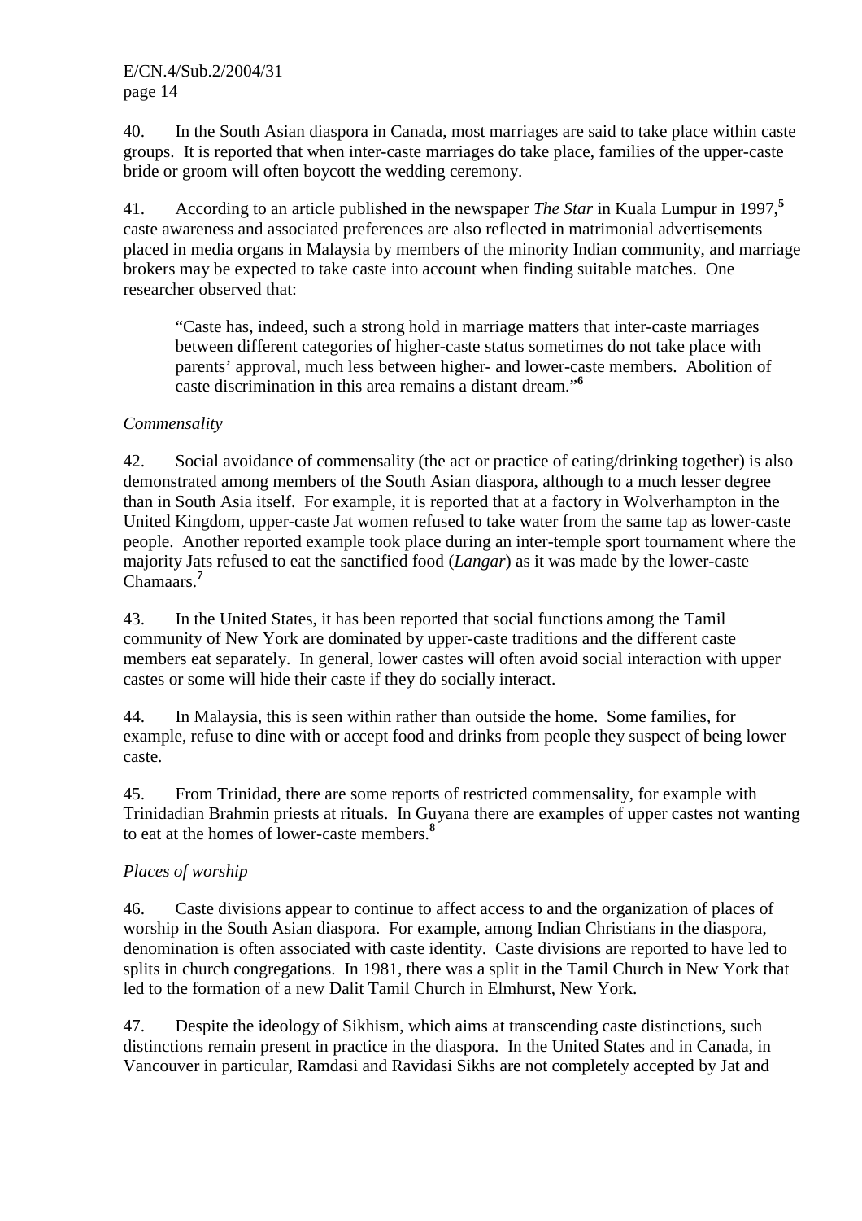40. In the South Asian diaspora in Canada, most marriages are said to take place within caste groups. It is reported that when inter-caste marriages do take place, families of the upper-caste bride or groom will often boycott the wedding ceremony.

41. According to an article published in the newspaper *The Star* in Kuala Lumpur in 1997,[5] caste awareness and associated preferences are also reflected in matrimonial advertisements placed in media organs in Malaysia by members of the minority Indian community, and marriage brokers may be expected to take caste into account when finding suitable matches. One researcher observed that:

> "Caste has, indeed, such a strong hold in marriage matters that inter-caste marriages between different categories of higher-caste status sometimes do not take place with parents' approval, much less between higher- and lower-caste members. Abolition of caste discrimination in this area remains a distant dream."[6]

*Commensality*

42. Social avoidance of commensality (the act or practice of eating/drinking together) is also demonstrated among members of the South Asian diaspora, although to a much lesser degree than in South Asia itself. For example, it is reported that at a factory in Wolverhampton in the United Kingdom, upper-caste Jat women refused to take water from the same tap as lower-caste people. Another reported example took place during an inter-temple sport tournament where the majority Jats refused to eat the sanctified food (*Langar*) as it was made by the lower-caste Chamaars.[7]

43. In the United States, it has been reported that social functions among the Tamil community of New York are dominated by upper-caste traditions and the different caste members eat separately. In general, lower castes will often avoid social interaction with upper castes or some will hide their caste if they do socially interact.

44. In Malaysia, this is seen within rather than outside the home. Some families, for example, refuse to dine with or accept food and drinks from people they suspect of being lower caste.

45. From Trinidad, there are some reports of restricted commensality, for example with Trinidadian Brahmin priests at rituals. In Guyana there are examples of upper castes not wanting to eat at the homes of lower-caste members.[8]

*Places of worship*

46. Caste divisions appear to continue to affect access to and the organization of places of worship in the South Asian diaspora. For example, among Indian Christians in the diaspora, denomination is often associated with caste identity. Caste divisions are reported to have led to splits in church congregations. In 1981, there was a split in the Tamil Church in New York that led to the formation of a new Dalit Tamil Church in Elmhurst, New York.

47. Despite the ideology of Sikhism, which aims at transcending caste distinctions, such distinctions remain present in practice in the diaspora. In the United States and in Canada, in Vancouver in particular, Ramdasi and Ravidasi Sikhs are not completely accepted by Jat and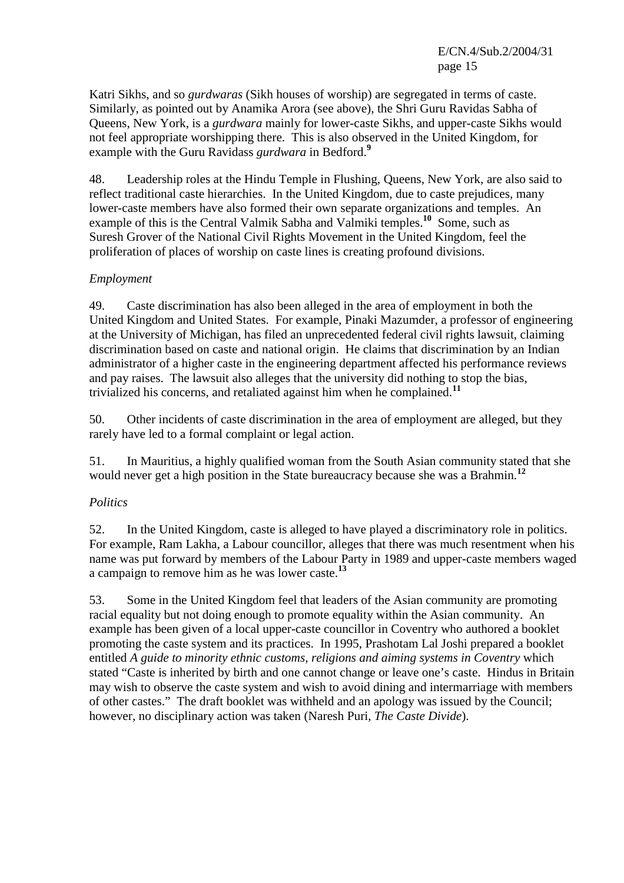Katri Sikhs, and so *gurdwaras* (Sikh houses of worship) are segregated in terms of caste. Similarly, as pointed out by Anamika Arora (see above), the Shri Guru Ravidas Sabha of Queens, New York, is a *gurdwara* mainly for lower-caste Sikhs, and upper-caste Sikhs would not feel appropriate worshipping there. This is also observed in the United Kingdom, for example with the Guru Ravidass *gurdwara* in Bedford.[9]

48. Leadership roles at the Hindu Temple in Flushing, Queens, New York, are also said to reflect traditional caste hierarchies. In the United Kingdom, due to caste prejudices, many lower-caste members have also formed their own separate organizations and temples. An example of this is the Central Valmik Sabha and Valmiki temples.[10] Some, such as Suresh Grover of the National Civil Rights Movement in the United Kingdom, feel the proliferation of places of worship on caste lines is creating profound divisions.

*Employment*

49. Caste discrimination has also been alleged in the area of employment in both the United Kingdom and United States. For example, Pinaki Mazumder, a professor of engineering at the University of Michigan, has filed an unprecedented federal civil rights lawsuit, claiming discrimination based on caste and national origin. He claims that discrimination by an Indian administrator of a higher caste in the engineering department affected his performance reviews and pay raises. The lawsuit also alleges that the university did nothing to stop the bias, trivialized his concerns, and retaliated against him when he complained.[11]

50. Other incidents of caste discrimination in the area of employment are alleged, but they rarely have led to a formal complaint or legal action.

51. In Mauritius, a highly qualified woman from the South Asian community stated that she would never get a high position in the State bureaucracy because she was a Brahmin.[12]

*Politics*

52. In the United Kingdom, caste is alleged to have played a discriminatory role in politics. For example, Ram Lakha, a Labour councillor, alleges that there was much resentment when his name was put forward by members of the Labour Party in 1989 and upper-caste members waged a campaign to remove him as he was lower caste.[13]

53. Some in the United Kingdom feel that leaders of the Asian community are promoting racial equality but not doing enough to promote equality within the Asian community. An example has been given of a local upper-caste councillor in Coventry who authored a booklet promoting the caste system and its practices. In 1995, Prashotam Lal Joshi prepared a booklet entitled *A guide to minority ethnic customs, religions and aiming systems in Coventry* which stated "Caste is inherited by birth and one cannot change or leave one's caste. Hindus in Britain may wish to observe the caste system and wish to avoid dining and intermarriage with members of other castes." The draft booklet was withheld and an apology was issued by the Council; however, no disciplinary action was taken (Naresh Puri, *The Caste Divide*).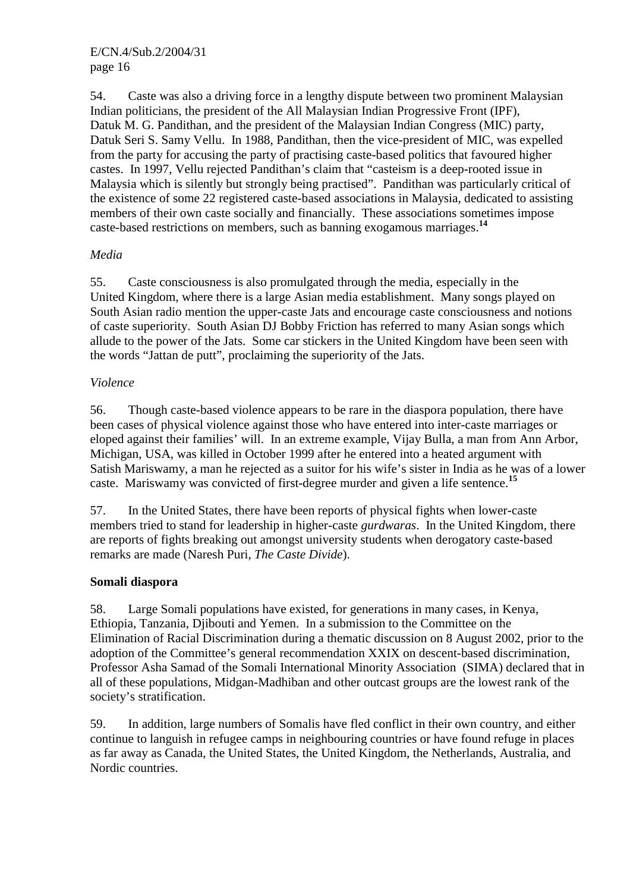54. Caste was also a driving force in a lengthy dispute between two prominent Malaysian Indian politicians, the president of the All Malaysian Indian Progressive Front (IPF), Datuk M. G. Pandithan, and the president of the Malaysian Indian Congress (MIC) party, Datuk Seri S. Samy Vellu. In 1988, Pandithan, then the vice-president of MIC, was expelled from the party for accusing the party of practising caste-based politics that favoured higher castes. In 1997, Vellu rejected Pandithan's claim that "casteism is a deep-rooted issue in Malaysia which is silently but strongly being practised". Pandithan was particularly critical of the existence of some 22 registered caste-based associations in Malaysia, dedicated to assisting members of their own caste socially and financially. These associations sometimes impose caste-based restrictions on members, such as banning exogamous marriages.[14]

*Media*

55. Caste consciousness is also promulgated through the media, especially in the United Kingdom, where there is a large Asian media establishment. Many songs played on South Asian radio mention the upper-caste Jats and encourage caste consciousness and notions of caste superiority. South Asian DJ Bobby Friction has referred to many Asian songs which allude to the power of the Jats. Some car stickers in the United Kingdom have been seen with the words "Jattan de putt", proclaiming the superiority of the Jats.

*Violence*

56. Though caste-based violence appears to be rare in the diaspora population, there have been cases of physical violence against those who have entered into inter-caste marriages or eloped against their families' will. In an extreme example, Vijay Bulla, a man from Ann Arbor, Michigan, USA, was killed in October 1999 after he entered into a heated argument with Satish Mariswamy, a man he rejected as a suitor for his wife's sister in India as he was of a lower caste. Mariswamy was convicted of first-degree murder and given a life sentence.[15]

57. In the United States, there have been reports of physical fights when lower-caste members tried to stand for leadership in higher-caste *gurdwaras*. In the United Kingdom, there are reports of fights breaking out amongst university students when derogatory caste-based remarks are made (Naresh Puri, *The Caste Divide*).

**Somali diaspora**

58. Large Somali populations have existed, for generations in many cases, in Kenya, Ethiopia, Tanzania, Djibouti and Yemen. In a submission to the Committee on the Elimination of Racial Discrimination during a thematic discussion on 8 August 2002, prior to the adoption of the Committee's general recommendation XXIX on descent-based discrimination, Professor Asha Samad of the Somali International Minority Association (SIMA) declared that in all of these populations, Midgan-Madhiban and other outcast groups are the lowest rank of the society's stratification.

59. In addition, large numbers of Somalis have fled conflict in their own country, and either continue to languish in refugee camps in neighbouring countries or have found refuge in places as far away as Canada, the United States, the United Kingdom, the Netherlands, Australia, and Nordic countries.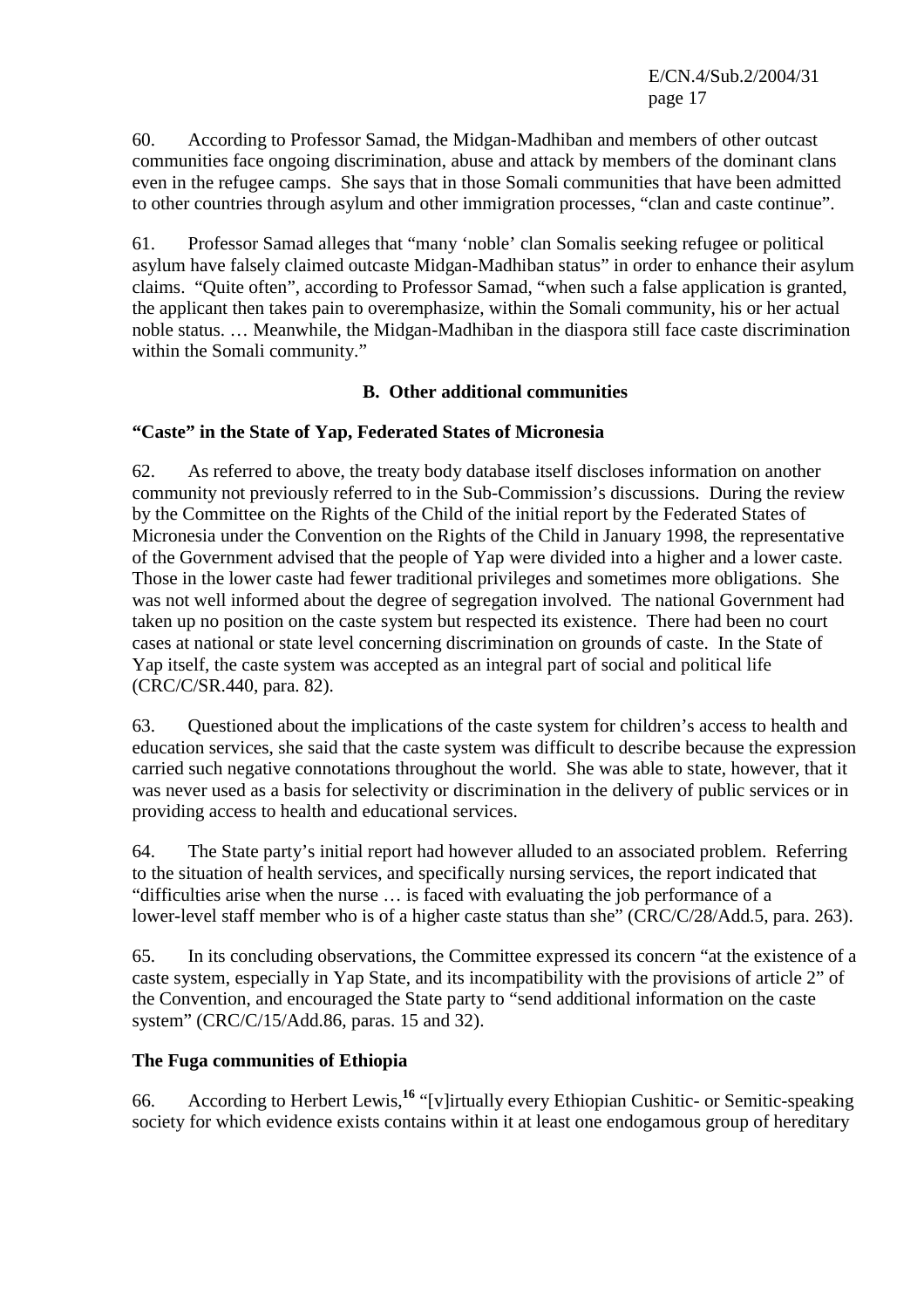60. According to Professor Samad, the Midgan-Madhiban and members of other outcast communities face ongoing discrimination, abuse and attack by members of the dominant clans even in the refugee camps. She says that in those Somali communities that have been admitted to other countries through asylum and other immigration processes, "clan and caste continue".

61. Professor Samad alleges that "many 'noble' clan Somalis seeking refugee or political asylum have falsely claimed outcaste Midgan-Madhiban status" in order to enhance their asylum claims. "Quite often", according to Professor Samad, "when such a false application is granted, the applicant then takes pain to overemphasize, within the Somali community, his or her actual noble status. … Meanwhile, the Midgan-Madhiban in the diaspora still face caste discrimination within the Somali community."

## B. Other additional communities

### "Caste" in the State of Yap, Federated States of Micronesia

62. As referred to above, the treaty body database itself discloses information on another community not previously referred to in the Sub-Commission's discussions. During the review by the Committee on the Rights of the Child of the initial report by the Federated States of Micronesia under the Convention on the Rights of the Child in January 1998, the representative of the Government advised that the people of Yap were divided into a higher and a lower caste. Those in the lower caste had fewer traditional privileges and sometimes more obligations. She was not well informed about the degree of segregation involved. The national Government had taken up no position on the caste system but respected its existence. There had been no court cases at national or state level concerning discrimination on grounds of caste. In the State of Yap itself, the caste system was accepted as an integral part of social and political life (CRC/C/SR.440, para. 82).

63. Questioned about the implications of the caste system for children's access to health and education services, she said that the caste system was difficult to describe because the expression carried such negative connotations throughout the world. She was able to state, however, that it was never used as a basis for selectivity or discrimination in the delivery of public services or in providing access to health and educational services.

64. The State party's initial report had however alluded to an associated problem. Referring to the situation of health services, and specifically nursing services, the report indicated that "difficulties arise when the nurse … is faced with evaluating the job performance of a lower-level staff member who is of a higher caste status than she" (CRC/C/28/Add.5, para. 263).

65. In its concluding observations, the Committee expressed its concern "at the existence of a caste system, especially in Yap State, and its incompatibility with the provisions of article 2" of the Convention, and encouraged the State party to "send additional information on the caste system" (CRC/C/15/Add.86, paras. 15 and 32).

### The Fuga communities of Ethiopia

66. According to Herbert Lewis,[16] "[v]irtually every Ethiopian Cushitic- or Semitic-speaking society for which evidence exists contains within it at least one endogamous group of hereditary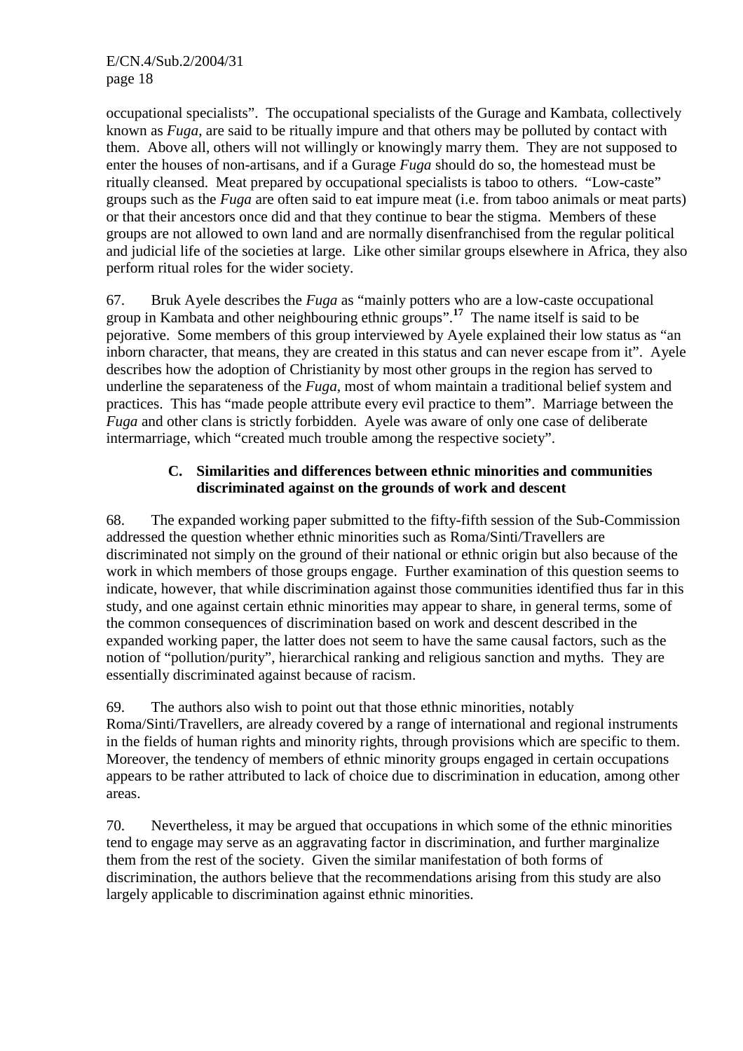occupational specialists". The occupational specialists of the Gurage and Kambata, collectively known as *Fuga*, are said to be ritually impure and that others may be polluted by contact with them. Above all, others will not willingly or knowingly marry them. They are not supposed to enter the houses of non-artisans, and if a Gurage *Fuga* should do so, the homestead must be ritually cleansed. Meat prepared by occupational specialists is taboo to others. "Low-caste" groups such as the *Fuga* are often said to eat impure meat (i.e. from taboo animals or meat parts) or that their ancestors once did and that they continue to bear the stigma. Members of these groups are not allowed to own land and are normally disenfranchised from the regular political and judicial life of the societies at large. Like other similar groups elsewhere in Africa, they also perform ritual roles for the wider society.

67. Bruk Ayele describes the *Fuga* as "mainly potters who are a low-caste occupational group in Kambata and other neighbouring ethnic groups".[17] The name itself is said to be pejorative. Some members of this group interviewed by Ayele explained their low status as "an inborn character, that means, they are created in this status and can never escape from it". Ayele describes how the adoption of Christianity by most other groups in the region has served to underline the separateness of the *Fuga*, most of whom maintain a traditional belief system and practices. This has "made people attribute every evil practice to them". Marriage between the *Fuga* and other clans is strictly forbidden. Ayele was aware of only one case of deliberate intermarriage, which "created much trouble among the respective society".

### C. Similarities and differences between ethnic minorities and communities discriminated against on the grounds of work and descent

68. The expanded working paper submitted to the fifty-fifth session of the Sub-Commission addressed the question whether ethnic minorities such as Roma/Sinti/Travellers are discriminated not simply on the ground of their national or ethnic origin but also because of the work in which members of those groups engage. Further examination of this question seems to indicate, however, that while discrimination against those communities identified thus far in this study, and one against certain ethnic minorities may appear to share, in general terms, some of the common consequences of discrimination based on work and descent described in the expanded working paper, the latter does not seem to have the same causal factors, such as the notion of "pollution/purity", hierarchical ranking and religious sanction and myths. They are essentially discriminated against because of racism.

69. The authors also wish to point out that those ethnic minorities, notably Roma/Sinti/Travellers, are already covered by a range of international and regional instruments in the fields of human rights and minority rights, through provisions which are specific to them. Moreover, the tendency of members of ethnic minority groups engaged in certain occupations appears to be rather attributed to lack of choice due to discrimination in education, among other areas.

70. Nevertheless, it may be argued that occupations in which some of the ethnic minorities tend to engage may serve as an aggravating factor in discrimination, and further marginalize them from the rest of the society. Given the similar manifestation of both forms of discrimination, the authors believe that the recommendations arising from this study are also largely applicable to discrimination against ethnic minorities.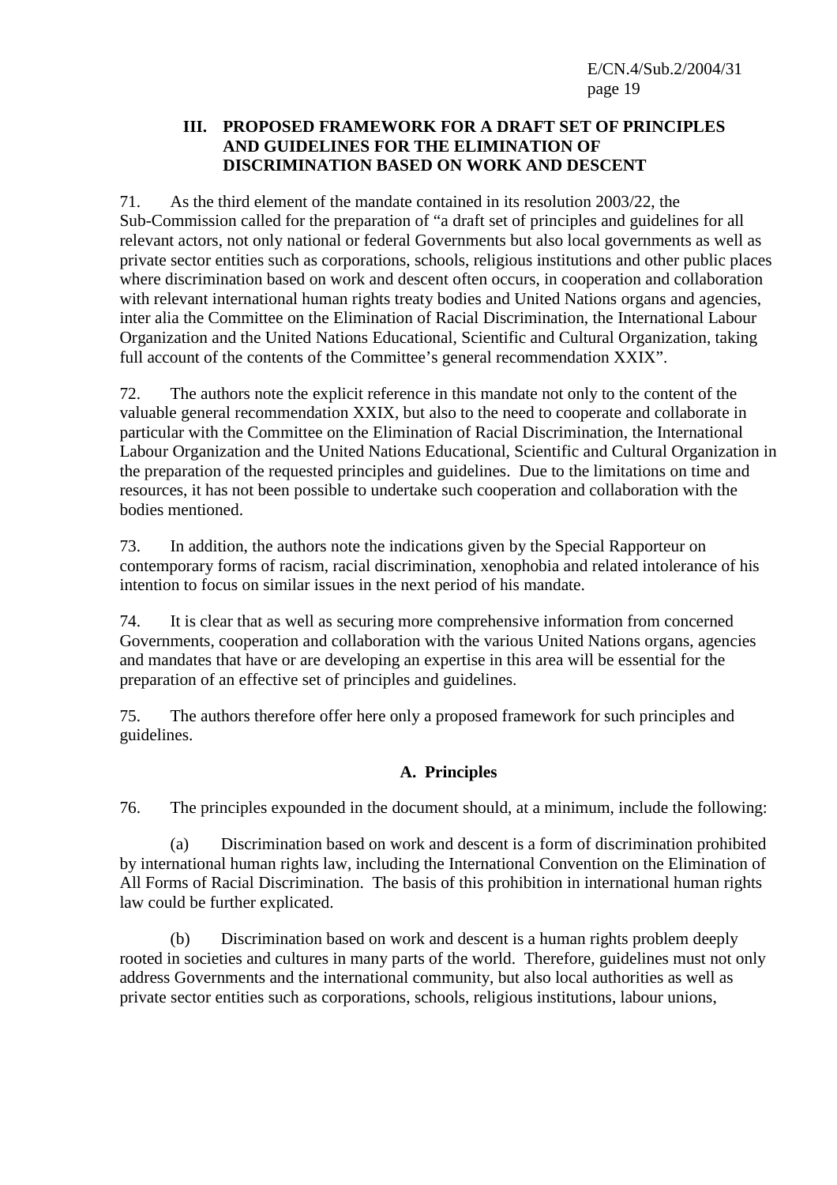## III. PROPOSED FRAMEWORK FOR A DRAFT SET OF PRINCIPLES AND GUIDELINES FOR THE ELIMINATION OF DISCRIMINATION BASED ON WORK AND DESCENT

71. As the third element of the mandate contained in its resolution 2003/22, the Sub-Commission called for the preparation of "a draft set of principles and guidelines for all relevant actors, not only national or federal Governments but also local governments as well as private sector entities such as corporations, schools, religious institutions and other public places where discrimination based on work and descent often occurs, in cooperation and collaboration with relevant international human rights treaty bodies and United Nations organs and agencies, inter alia the Committee on the Elimination of Racial Discrimination, the International Labour Organization and the United Nations Educational, Scientific and Cultural Organization, taking full account of the contents of the Committee's general recommendation XXIX".

72. The authors note the explicit reference in this mandate not only to the content of the valuable general recommendation XXIX, but also to the need to cooperate and collaborate in particular with the Committee on the Elimination of Racial Discrimination, the International Labour Organization and the United Nations Educational, Scientific and Cultural Organization in the preparation of the requested principles and guidelines. Due to the limitations on time and resources, it has not been possible to undertake such cooperation and collaboration with the bodies mentioned.

73. In addition, the authors note the indications given by the Special Rapporteur on contemporary forms of racism, racial discrimination, xenophobia and related intolerance of his intention to focus on similar issues in the next period of his mandate.

74. It is clear that as well as securing more comprehensive information from concerned Governments, cooperation and collaboration with the various United Nations organs, agencies and mandates that have or are developing an expertise in this area will be essential for the preparation of an effective set of principles and guidelines.

75. The authors therefore offer here only a proposed framework for such principles and guidelines.

### A. Principles

76. The principles expounded in the document should, at a minimum, include the following:

(a) Discrimination based on work and descent is a form of discrimination prohibited by international human rights law, including the International Convention on the Elimination of All Forms of Racial Discrimination. The basis of this prohibition in international human rights law could be further explicated.

(b) Discrimination based on work and descent is a human rights problem deeply rooted in societies and cultures in many parts of the world. Therefore, guidelines must not only address Governments and the international community, but also local authorities as well as private sector entities such as corporations, schools, religious institutions, labour unions,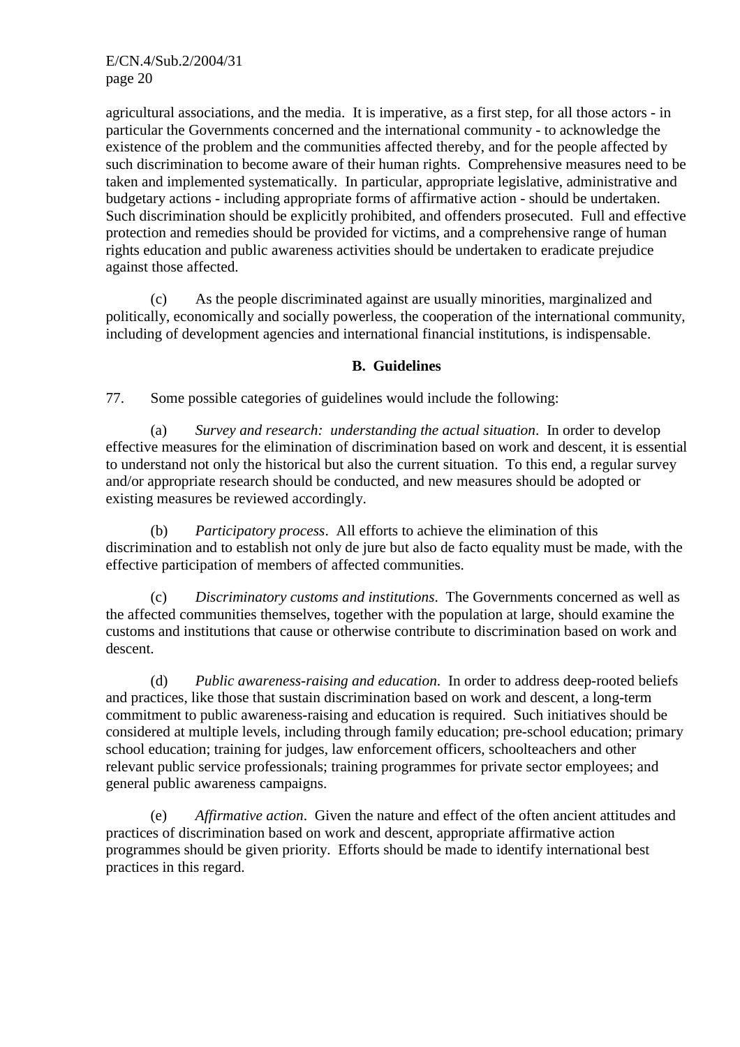agricultural associations, and the media. It is imperative, as a first step, for all those actors - in particular the Governments concerned and the international community - to acknowledge the existence of the problem and the communities affected thereby, and for the people affected by such discrimination to become aware of their human rights. Comprehensive measures need to be taken and implemented systematically. In particular, appropriate legislative, administrative and budgetary actions - including appropriate forms of affirmative action - should be undertaken. Such discrimination should be explicitly prohibited, and offenders prosecuted. Full and effective protection and remedies should be provided for victims, and a comprehensive range of human rights education and public awareness activities should be undertaken to eradicate prejudice against those affected.

(c) As the people discriminated against are usually minorities, marginalized and politically, economically and socially powerless, the cooperation of the international community, including of development agencies and international financial institutions, is indispensable.

## B. Guidelines

77. Some possible categories of guidelines would include the following:

(a) *Survey and research: understanding the actual situation*. In order to develop effective measures for the elimination of discrimination based on work and descent, it is essential to understand not only the historical but also the current situation. To this end, a regular survey and/or appropriate research should be conducted, and new measures should be adopted or existing measures be reviewed accordingly.

(b) *Participatory process*. All efforts to achieve the elimination of this discrimination and to establish not only de jure but also de facto equality must be made, with the effective participation of members of affected communities.

(c) *Discriminatory customs and institutions*. The Governments concerned as well as the affected communities themselves, together with the population at large, should examine the customs and institutions that cause or otherwise contribute to discrimination based on work and descent.

(d) *Public awareness-raising and education*. In order to address deep-rooted beliefs and practices, like those that sustain discrimination based on work and descent, a long-term commitment to public awareness-raising and education is required. Such initiatives should be considered at multiple levels, including through family education; pre-school education; primary school education; training for judges, law enforcement officers, schoolteachers and other relevant public service professionals; training programmes for private sector employees; and general public awareness campaigns.

(e) *Affirmative action*. Given the nature and effect of the often ancient attitudes and practices of discrimination based on work and descent, appropriate affirmative action programmes should be given priority. Efforts should be made to identify international best practices in this regard.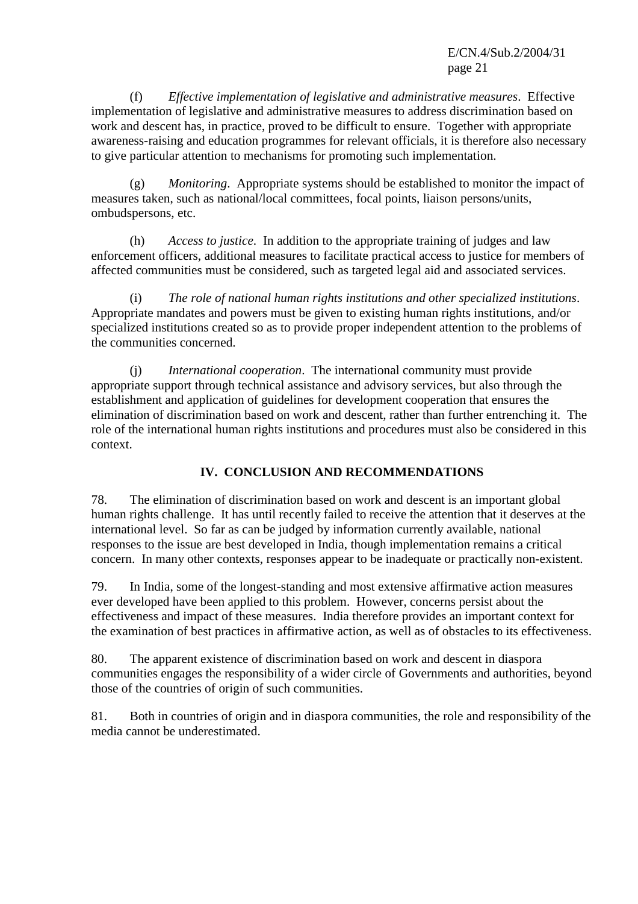(f) *Effective implementation of legislative and administrative measures*. Effective implementation of legislative and administrative measures to address discrimination based on work and descent has, in practice, proved to be difficult to ensure. Together with appropriate awareness-raising and education programmes for relevant officials, it is therefore also necessary to give particular attention to mechanisms for promoting such implementation.

(g) *Monitoring*. Appropriate systems should be established to monitor the impact of measures taken, such as national/local committees, focal points, liaison persons/units, ombudspersons, etc.

(h) *Access to justice*. In addition to the appropriate training of judges and law enforcement officers, additional measures to facilitate practical access to justice for members of affected communities must be considered, such as targeted legal aid and associated services.

(i) *The role of national human rights institutions and other specialized institutions*. Appropriate mandates and powers must be given to existing human rights institutions, and/or specialized institutions created so as to provide proper independent attention to the problems of the communities concerned.

(j) *International cooperation*. The international community must provide appropriate support through technical assistance and advisory services, but also through the establishment and application of guidelines for development cooperation that ensures the elimination of discrimination based on work and descent, rather than further entrenching it. The role of the international human rights institutions and procedures must also be considered in this context.

## IV. CONCLUSION AND RECOMMENDATIONS

78. The elimination of discrimination based on work and descent is an important global human rights challenge. It has until recently failed to receive the attention that it deserves at the international level. So far as can be judged by information currently available, national responses to the issue are best developed in India, though implementation remains a critical concern. In many other contexts, responses appear to be inadequate or practically non-existent.

79. In India, some of the longest-standing and most extensive affirmative action measures ever developed have been applied to this problem. However, concerns persist about the effectiveness and impact of these measures. India therefore provides an important context for the examination of best practices in affirmative action, as well as of obstacles to its effectiveness.

80. The apparent existence of discrimination based on work and descent in diaspora communities engages the responsibility of a wider circle of Governments and authorities, beyond those of the countries of origin of such communities.

81. Both in countries of origin and in diaspora communities, the role and responsibility of the media cannot be underestimated.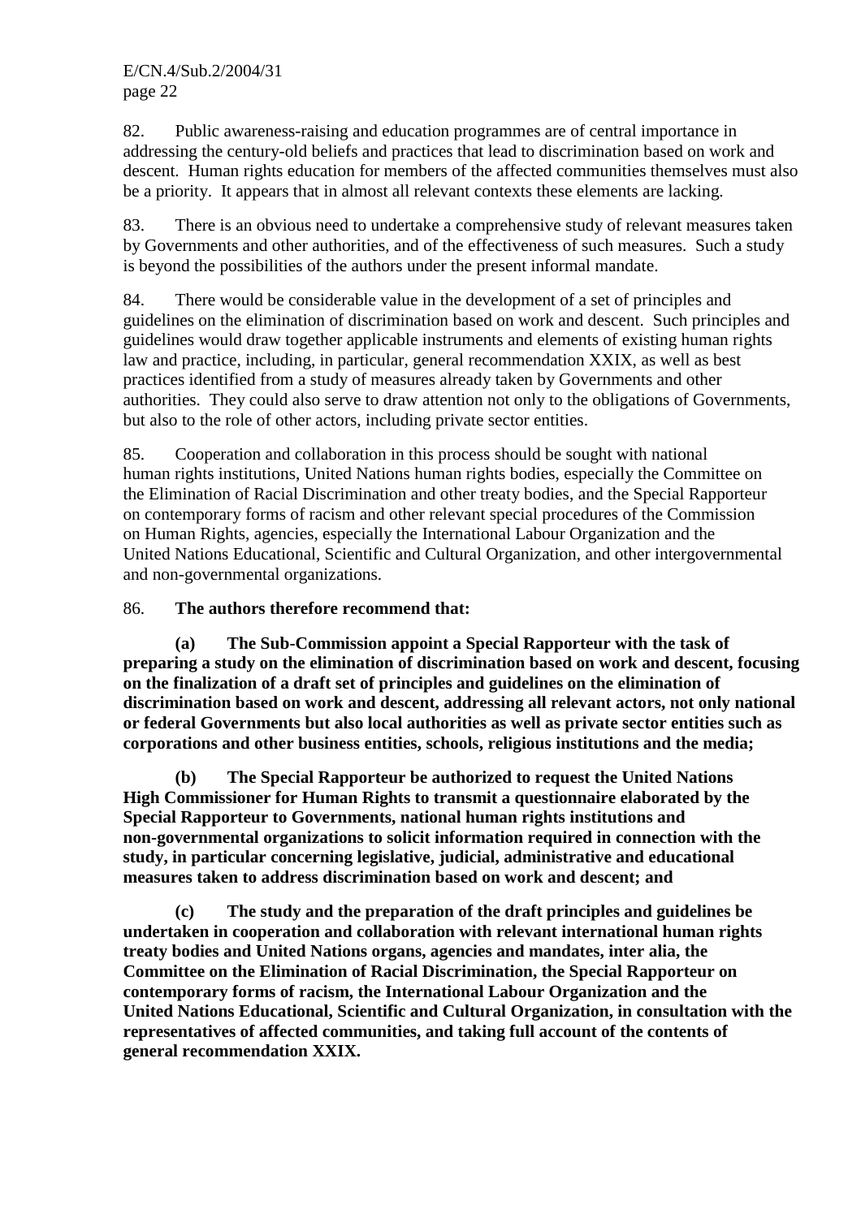82. Public awareness-raising and education programmes are of central importance in addressing the century-old beliefs and practices that lead to discrimination based on work and descent. Human rights education for members of the affected communities themselves must also be a priority. It appears that in almost all relevant contexts these elements are lacking.

83. There is an obvious need to undertake a comprehensive study of relevant measures taken by Governments and other authorities, and of the effectiveness of such measures. Such a study is beyond the possibilities of the authors under the present informal mandate.

84. There would be considerable value in the development of a set of principles and guidelines on the elimination of discrimination based on work and descent. Such principles and guidelines would draw together applicable instruments and elements of existing human rights law and practice, including, in particular, general recommendation XXIX, as well as best practices identified from a study of measures already taken by Governments and other authorities. They could also serve to draw attention not only to the obligations of Governments, but also to the role of other actors, including private sector entities.

85. Cooperation and collaboration in this process should be sought with national human rights institutions, United Nations human rights bodies, especially the Committee on the Elimination of Racial Discrimination and other treaty bodies, and the Special Rapporteur on contemporary forms of racism and other relevant special procedures of the Commission on Human Rights, agencies, especially the International Labour Organization and the United Nations Educational, Scientific and Cultural Organization, and other intergovernmental and non-governmental organizations.

86. **The authors therefore recommend that:**

**(a) The Sub-Commission appoint a Special Rapporteur with the task of preparing a study on the elimination of discrimination based on work and descent, focusing on the finalization of a draft set of principles and guidelines on the elimination of discrimination based on work and descent, addressing all relevant actors, not only national or federal Governments but also local authorities as well as private sector entities such as corporations and other business entities, schools, religious institutions and the media;**

**(b) The Special Rapporteur be authorized to request the United Nations High Commissioner for Human Rights to transmit a questionnaire elaborated by the Special Rapporteur to Governments, national human rights institutions and non-governmental organizations to solicit information required in connection with the study, in particular concerning legislative, judicial, administrative and educational measures taken to address discrimination based on work and descent; and**

**(c) The study and the preparation of the draft principles and guidelines be undertaken in cooperation and collaboration with relevant international human rights treaty bodies and United Nations organs, agencies and mandates, inter alia, the Committee on the Elimination of Racial Discrimination, the Special Rapporteur on contemporary forms of racism, the International Labour Organization and the United Nations Educational, Scientific and Cultural Organization, in consultation with the representatives of affected communities, and taking full account of the contents of general recommendation XXIX.**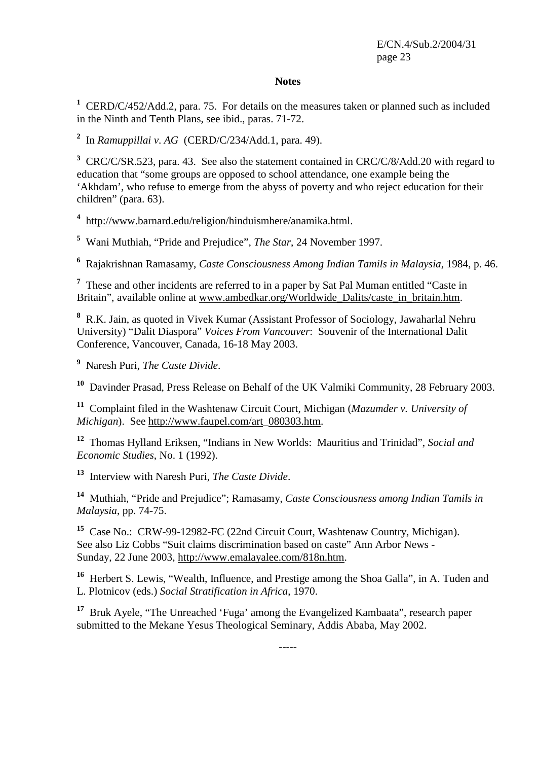**Notes**

[1] CERD/C/452/Add.2, para. 75. For details on the measures taken or planned such as included in the Ninth and Tenth Plans, see ibid., paras. 71-72.

[2] In *Ramuppillai v. AG* (CERD/C/234/Add.1, para. 49).

[3] CRC/C/SR.523, para. 43. See also the statement contained in CRC/C/8/Add.20 with regard to education that "some groups are opposed to school attendance, one example being the 'Akhdam', who refuse to emerge from the abyss of poverty and who reject education for their children" (para. 63).

[4] http://www.barnard.edu/religion/hinduismhere/anamika.html.

[5] Wani Muthiah, "Pride and Prejudice", *The Star*, 24 November 1997.

[6] Rajakrishnan Ramasamy, *Caste Consciousness Among Indian Tamils in Malaysia*, 1984, p. 46.

[7] These and other incidents are referred to in a paper by Sat Pal Muman entitled "Caste in Britain", available online at www.ambedkar.org/Worldwide_Dalits/caste_in_britain.htm.

[8] R.K. Jain, as quoted in Vivek Kumar (Assistant Professor of Sociology, Jawaharlal Nehru University) "Dalit Diaspora" *Voices From Vancouver*: Souvenir of the International Dalit Conference, Vancouver, Canada, 16-18 May 2003.

[9] Naresh Puri, *The Caste Divide*.

[10] Davinder Prasad, Press Release on Behalf of the UK Valmiki Community, 28 February 2003.

[11] Complaint filed in the Washtenaw Circuit Court, Michigan (*Mazumder v. University of Michigan*). See http://www.faupel.com/art_080303.htm.

[12] Thomas Hylland Eriksen, "Indians in New Worlds: Mauritius and Trinidad", *Social and Economic Studies*, No. 1 (1992).

[13] Interview with Naresh Puri, *The Caste Divide*.

[14] Muthiah, "Pride and Prejudice"; Ramasamy, *Caste Consciousness among Indian Tamils in Malaysia*, pp. 74-75.

[15] Case No.: CRW-99-12982-FC (22nd Circuit Court, Washtenaw Country, Michigan). See also Liz Cobbs "Suit claims discrimination based on caste" Ann Arbor News - Sunday, 22 June 2003, http://www.emalayalee.com/818n.htm.

[16] Herbert S. Lewis, "Wealth, Influence, and Prestige among the Shoa Galla", in A. Tuden and L. Plotnicov (eds.) *Social Stratification in Africa*, 1970.

[17] Bruk Ayele, "The Unreached 'Fuga' among the Evangelized Kambaata", research paper submitted to the Mekane Yesus Theological Seminary, Addis Ababa, May 2002.

-----